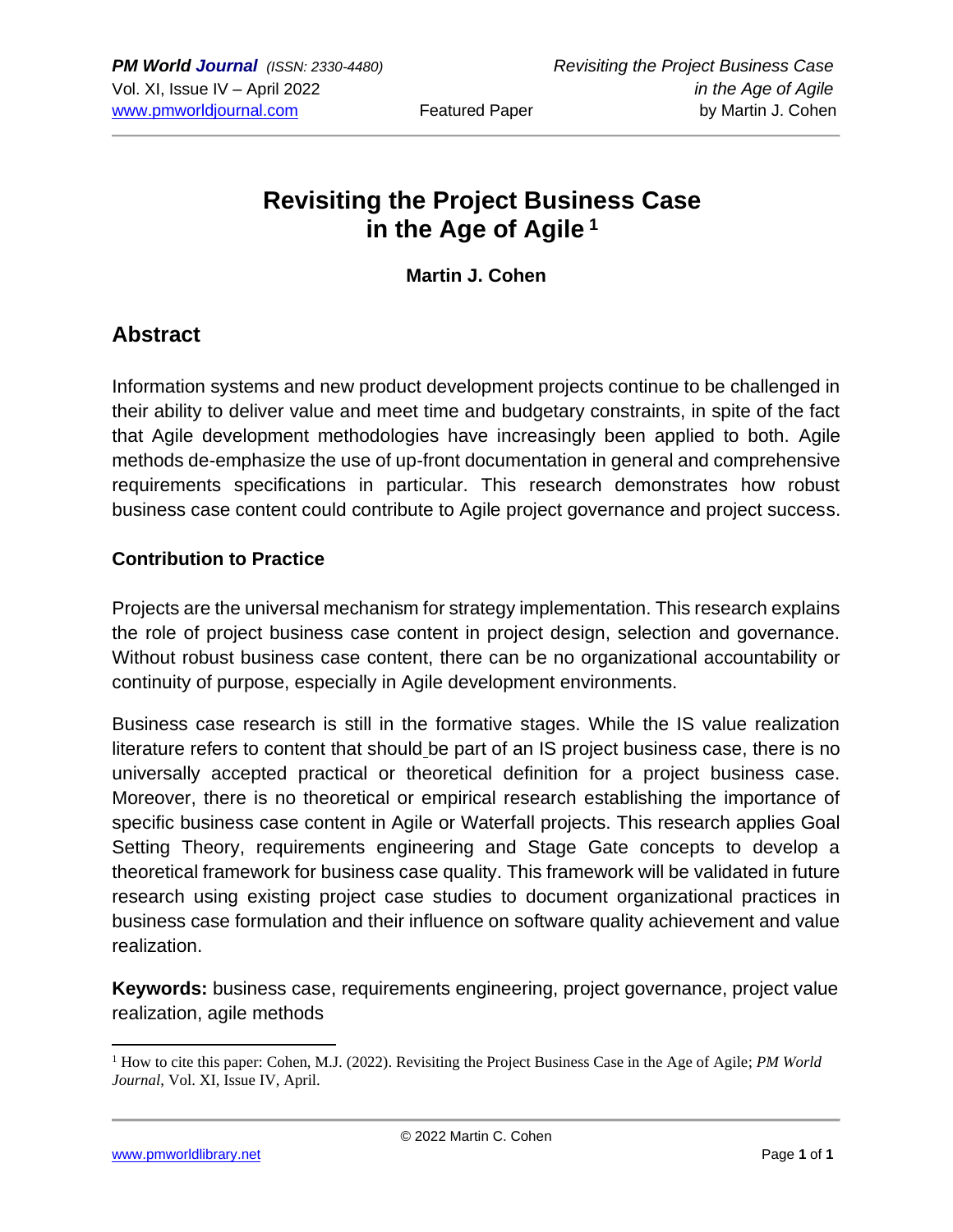# Revisiting the Project Business Case in the Age of Agile [1]

**Martin J. Cohen**

## Abstract

Information systems and new product development projects continue to be challenged in their ability to deliver value and meet time and budgetary constraints, in spite of the fact that Agile development methodologies have increasingly been applied to both. Agile methods de-emphasize the use of up-front documentation in general and comprehensive requirements specifications in particular. This research demonstrates how robust business case content could contribute to Agile project governance and project success.

### Contribution to Practice

Projects are the universal mechanism for strategy implementation. This research explains the role of project business case content in project design, selection and governance. Without robust business case content, there can be no organizational accountability or continuity of purpose, especially in Agile development environments.

Business case research is still in the formative stages. While the IS value realization literature refers to content that should be part of an IS project business case, there is no universally accepted practical or theoretical definition for a project business case. Moreover, there is no theoretical or empirical research establishing the importance of specific business case content in Agile or Waterfall projects. This research applies Goal Setting Theory, requirements engineering and Stage Gate concepts to develop a theoretical framework for business case quality. This framework will be validated in future research using existing project case studies to document organizational practices in business case formulation and their influence on software quality achievement and value realization.

**Keywords:** business case, requirements engineering, project governance, project value realization, agile methods

---

[1] How to cite this paper: Cohen, M.J. (2022). Revisiting the Project Business Case in the Age of Agile; *PM World Journal,* Vol. XI, Issue IV, April.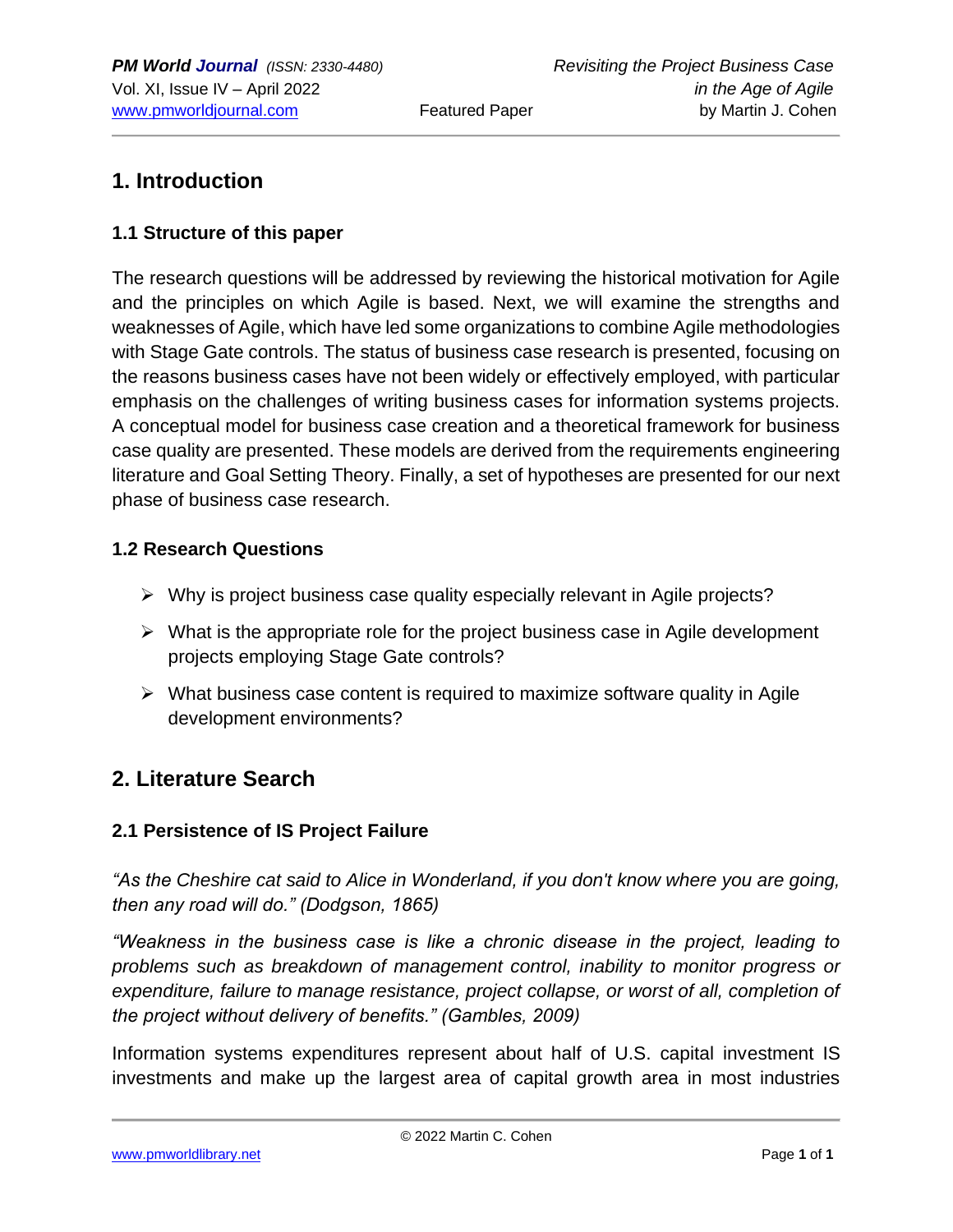# 1. Introduction

## 1.1 Structure of this paper

The research questions will be addressed by reviewing the historical motivation for Agile and the principles on which Agile is based. Next, we will examine the strengths and weaknesses of Agile, which have led some organizations to combine Agile methodologies with Stage Gate controls. The status of business case research is presented, focusing on the reasons business cases have not been widely or effectively employed, with particular emphasis on the challenges of writing business cases for information systems projects. A conceptual model for business case creation and a theoretical framework for business case quality are presented. These models are derived from the requirements engineering literature and Goal Setting Theory. Finally, a set of hypotheses are presented for our next phase of business case research.

## 1.2 Research Questions

- Why is project business case quality especially relevant in Agile projects?
- What is the appropriate role for the project business case in Agile development projects employing Stage Gate controls?
- What business case content is required to maximize software quality in Agile development environments?

# 2. Literature Search

## 2.1 Persistence of IS Project Failure

*"As the Cheshire cat said to Alice in Wonderland, if you don't know where you are going, then any road will do." (Dodgson, 1865)*

*"Weakness in the business case is like a chronic disease in the project, leading to problems such as breakdown of management control, inability to monitor progress or expenditure, failure to manage resistance, project collapse, or worst of all, completion of the project without delivery of benefits." (Gambles, 2009)*

Information systems expenditures represent about half of U.S. capital investment IS investments and make up the largest area of capital growth area in most industries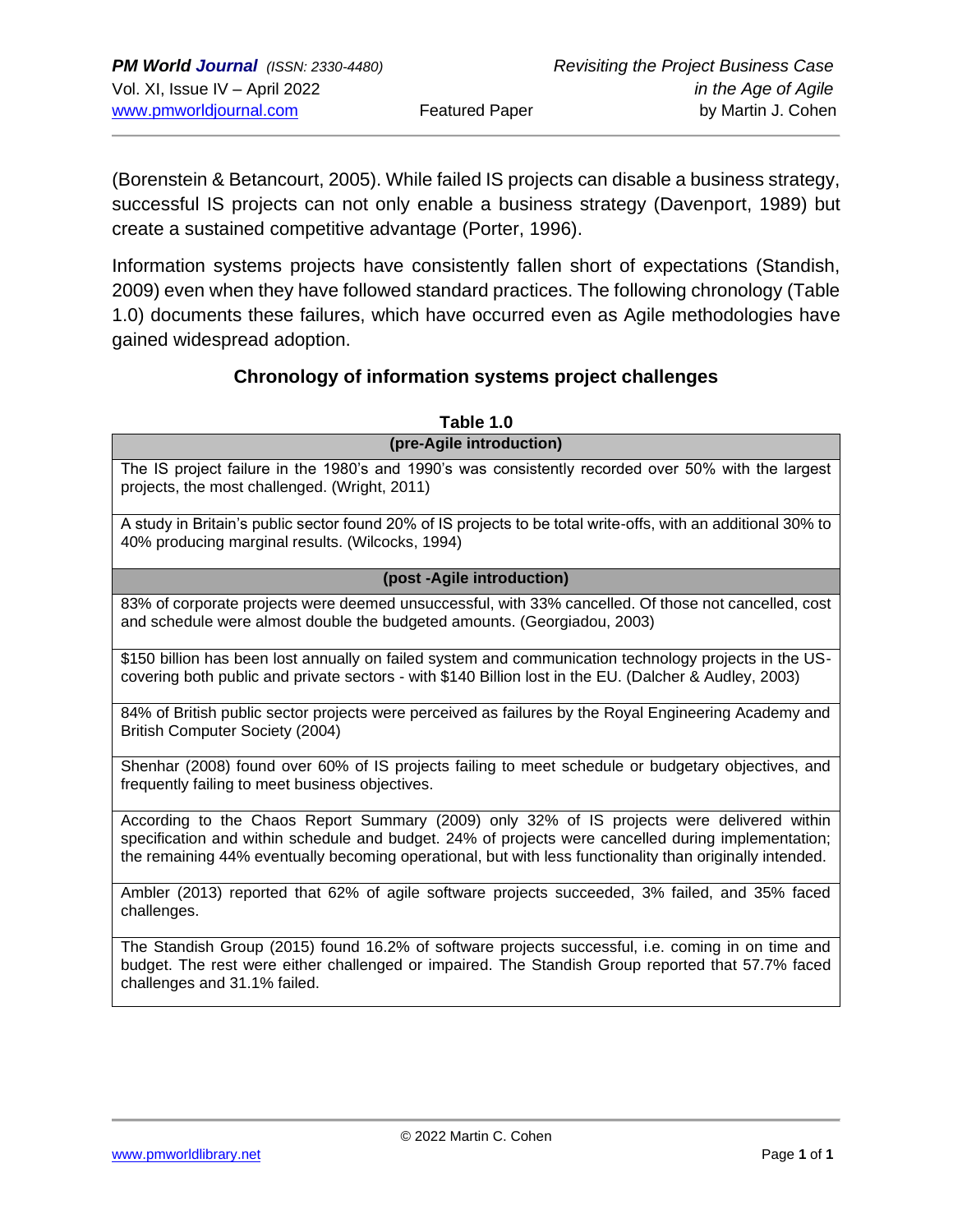(Borenstein & Betancourt, 2005). While failed IS projects can disable a business strategy, successful IS projects can not only enable a business strategy (Davenport, 1989) but create a sustained competitive advantage (Porter, 1996).

Information systems projects have consistently fallen short of expectations (Standish, 2009) even when they have followed standard practices. The following chronology (Table 1.0) documents these failures, which have occurred even as Agile methodologies have gained widespread adoption.

### Chronology of information systems project challenges

**Table 1.0**

| **(pre-Agile introduction)** |
|---|
| The IS project failure in the 1980's and 1990's was consistently recorded over 50% with the largest projects, the most challenged. (Wright, 2011) |
| A study in Britain's public sector found 20% of IS projects to be total write-offs, with an additional 30% to 40% producing marginal results. (Wilcocks, 1994) |
| **(post -Agile introduction)** |
| 83% of corporate projects were deemed unsuccessful, with 33% cancelled. Of those not cancelled, cost and schedule were almost double the budgeted amounts. (Georgiadou, 2003) |
| $150 billion has been lost annually on failed system and communication technology projects in the US- covering both public and private sectors - with $140 Billion lost in the EU. (Dalcher & Audley, 2003) |
| 84% of British public sector projects were perceived as failures by the Royal Engineering Academy and British Computer Society (2004) |
| Shenhar (2008) found over 60% of IS projects failing to meet schedule or budgetary objectives, and frequently failing to meet business objectives. |
| According to the Chaos Report Summary (2009) only 32% of IS projects were delivered within specification and within schedule and budget. 24% of projects were cancelled during implementation; the remaining 44% eventually becoming operational, but with less functionality than originally intended. |
| Ambler (2013) reported that 62% of agile software projects succeeded, 3% failed, and 35% faced challenges. |
| The Standish Group (2015) found 16.2% of software projects successful, i.e. coming in on time and budget. The rest were either challenged or impaired. The Standish Group reported that 57.7% faced challenges and 31.1% failed. |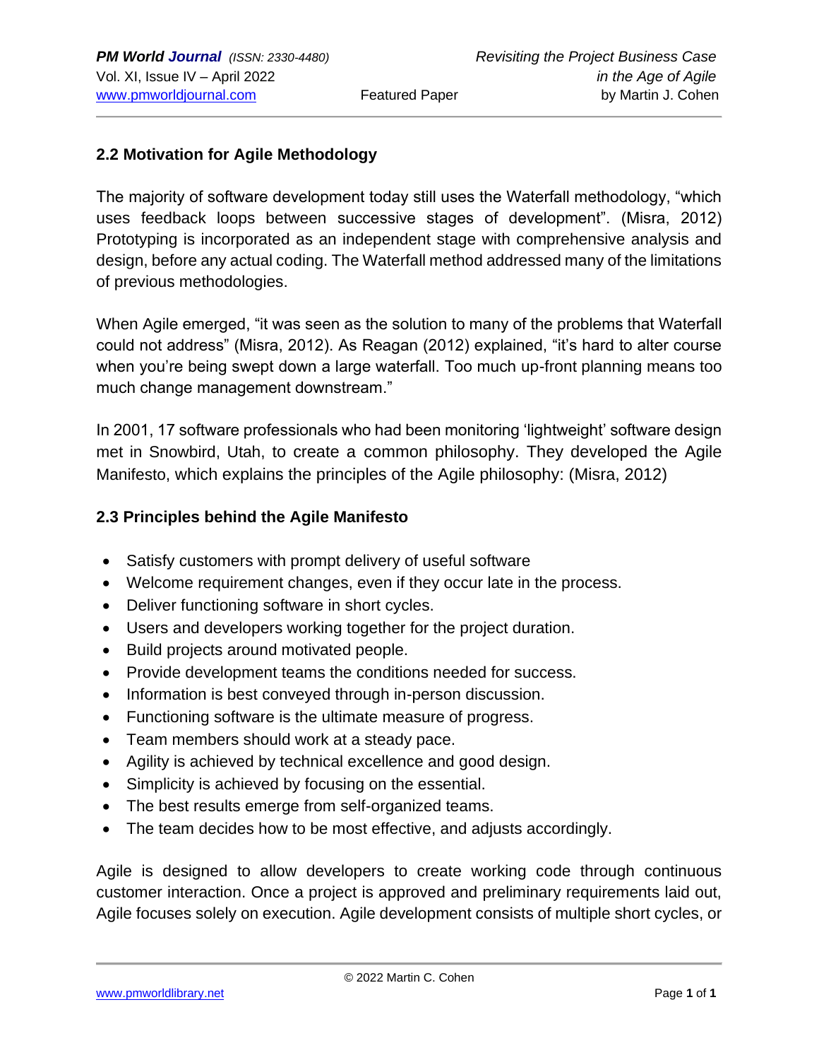## 2.2 Motivation for Agile Methodology

The majority of software development today still uses the Waterfall methodology, "which uses feedback loops between successive stages of development". (Misra, 2012) Prototyping is incorporated as an independent stage with comprehensive analysis and design, before any actual coding. The Waterfall method addressed many of the limitations of previous methodologies.

When Agile emerged, "it was seen as the solution to many of the problems that Waterfall could not address" (Misra, 2012). As Reagan (2012) explained, "it's hard to alter course when you're being swept down a large waterfall. Too much up-front planning means too much change management downstream."

In 2001, 17 software professionals who had been monitoring 'lightweight' software design met in Snowbird, Utah, to create a common philosophy. They developed the Agile Manifesto, which explains the principles of the Agile philosophy: (Misra, 2012)

## 2.3 Principles behind the Agile Manifesto

- Satisfy customers with prompt delivery of useful software
- Welcome requirement changes, even if they occur late in the process.
- Deliver functioning software in short cycles.
- Users and developers working together for the project duration.
- Build projects around motivated people.
- Provide development teams the conditions needed for success.
- Information is best conveyed through in-person discussion.
- Functioning software is the ultimate measure of progress.
- Team members should work at a steady pace.
- Agility is achieved by technical excellence and good design.
- Simplicity is achieved by focusing on the essential.
- The best results emerge from self-organized teams.
- The team decides how to be most effective, and adjusts accordingly.

Agile is designed to allow developers to create working code through continuous customer interaction. Once a project is approved and preliminary requirements laid out, Agile focuses solely on execution. Agile development consists of multiple short cycles, or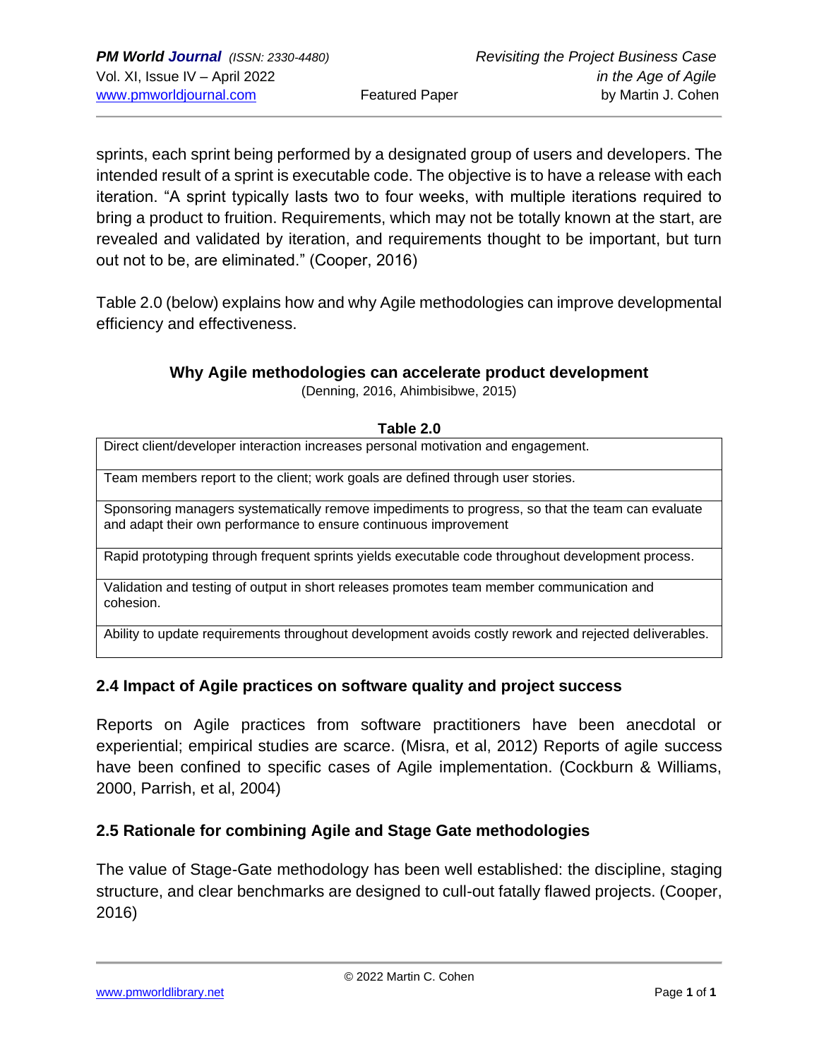sprints, each sprint being performed by a designated group of users and developers. The intended result of a sprint is executable code. The objective is to have a release with each iteration. "A sprint typically lasts two to four weeks, with multiple iterations required to bring a product to fruition. Requirements, which may not be totally known at the start, are revealed and validated by iteration, and requirements thought to be important, but turn out not to be, are eliminated." (Cooper, 2016)

Table 2.0 (below) explains how and why Agile methodologies can improve developmental efficiency and effectiveness.

**Why Agile methodologies can accelerate product development**

(Denning, 2016, Ahimbisibwe, 2015)

**Table 2.0**

| |
|---|
| Direct client/developer interaction increases personal motivation and engagement. |
| Team members report to the client; work goals are defined through user stories. |
| Sponsoring managers systematically remove impediments to progress, so that the team can evaluate and adapt their own performance to ensure continuous improvement |
| Rapid prototyping through frequent sprints yields executable code throughout development process. |
| Validation and testing of output in short releases promotes team member communication and cohesion. |
| Ability to update requirements throughout development avoids costly rework and rejected deliverables. |

### 2.4 Impact of Agile practices on software quality and project success

Reports on Agile practices from software practitioners have been anecdotal or experiential; empirical studies are scarce. (Misra, et al, 2012) Reports of agile success have been confined to specific cases of Agile implementation. (Cockburn & Williams, 2000, Parrish, et al, 2004)

### 2.5 Rationale for combining Agile and Stage Gate methodologies

The value of Stage-Gate methodology has been well established: the discipline, staging structure, and clear benchmarks are designed to cull-out fatally flawed projects. (Cooper, 2016)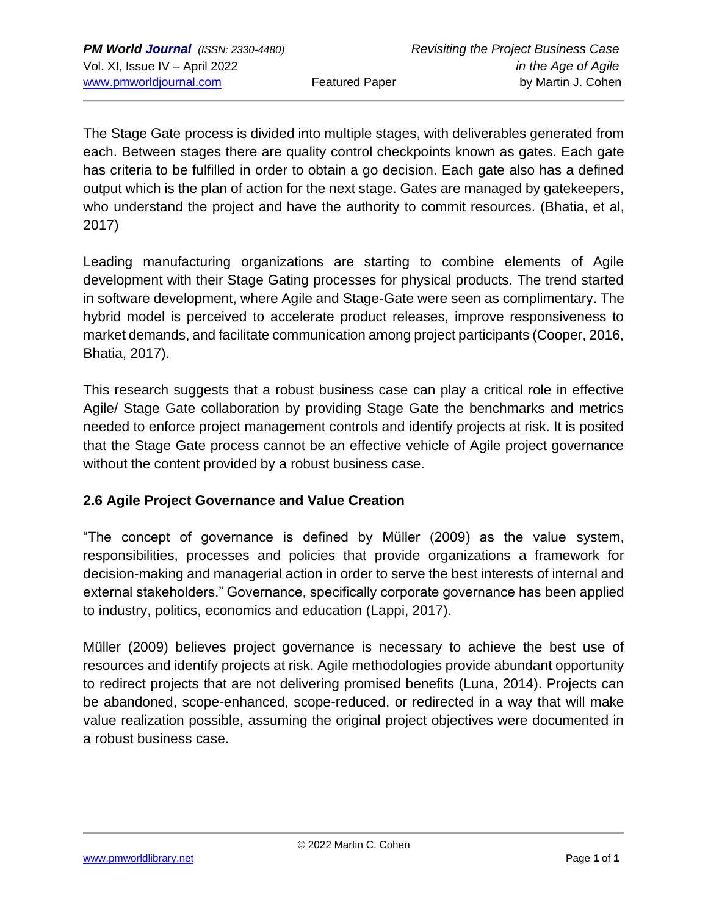The Stage Gate process is divided into multiple stages, with deliverables generated from each. Between stages there are quality control checkpoints known as gates. Each gate has criteria to be fulfilled in order to obtain a go decision. Each gate also has a defined output which is the plan of action for the next stage. Gates are managed by gatekeepers, who understand the project and have the authority to commit resources. (Bhatia, et al, 2017)

Leading manufacturing organizations are starting to combine elements of Agile development with their Stage Gating processes for physical products. The trend started in software development, where Agile and Stage-Gate were seen as complimentary. The hybrid model is perceived to accelerate product releases, improve responsiveness to market demands, and facilitate communication among project participants (Cooper, 2016, Bhatia, 2017).

This research suggests that a robust business case can play a critical role in effective Agile/ Stage Gate collaboration by providing Stage Gate the benchmarks and metrics needed to enforce project management controls and identify projects at risk. It is posited that the Stage Gate process cannot be an effective vehicle of Agile project governance without the content provided by a robust business case.

### 2.6 Agile Project Governance and Value Creation

"The concept of governance is defined by Müller (2009) as the value system, responsibilities, processes and policies that provide organizations a framework for decision-making and managerial action in order to serve the best interests of internal and external stakeholders." Governance, specifically corporate governance has been applied to industry, politics, economics and education (Lappi, 2017).

Müller (2009) believes project governance is necessary to achieve the best use of resources and identify projects at risk. Agile methodologies provide abundant opportunity to redirect projects that are not delivering promised benefits (Luna, 2014). Projects can be abandoned, scope-enhanced, scope-reduced, or redirected in a way that will make value realization possible, assuming the original project objectives were documented in a robust business case.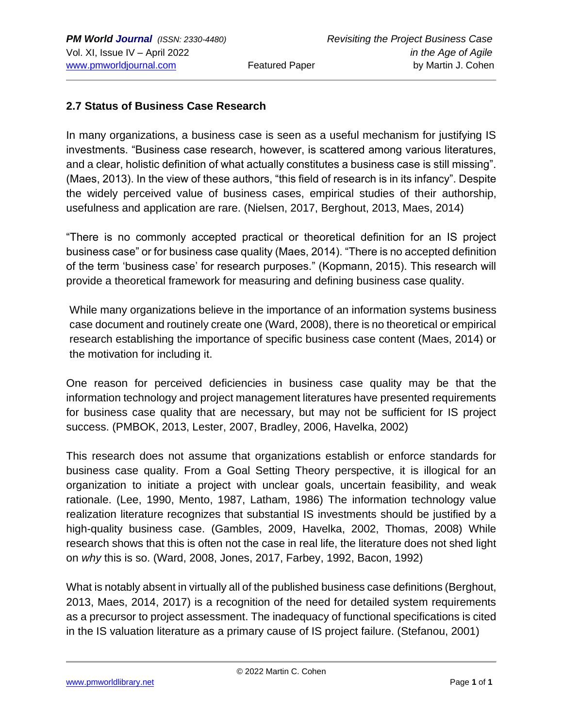### 2.7 Status of Business Case Research

In many organizations, a business case is seen as a useful mechanism for justifying IS investments. "Business case research, however, is scattered among various literatures, and a clear, holistic definition of what actually constitutes a business case is still missing". (Maes, 2013). In the view of these authors, "this field of research is in its infancy". Despite the widely perceived value of business cases, empirical studies of their authorship, usefulness and application are rare. (Nielsen, 2017, Berghout, 2013, Maes, 2014)

"There is no commonly accepted practical or theoretical definition for an IS project business case" or for business case quality (Maes, 2014). "There is no accepted definition of the term 'business case' for research purposes." (Kopmann, 2015). This research will provide a theoretical framework for measuring and defining business case quality.

While many organizations believe in the importance of an information systems business case document and routinely create one (Ward, 2008), there is no theoretical or empirical research establishing the importance of specific business case content (Maes, 2014) or the motivation for including it.

One reason for perceived deficiencies in business case quality may be that the information technology and project management literatures have presented requirements for business case quality that are necessary, but may not be sufficient for IS project success. (PMBOK, 2013, Lester, 2007, Bradley, 2006, Havelka, 2002)

This research does not assume that organizations establish or enforce standards for business case quality. From a Goal Setting Theory perspective, it is illogical for an organization to initiate a project with unclear goals, uncertain feasibility, and weak rationale. (Lee, 1990, Mento, 1987, Latham, 1986) The information technology value realization literature recognizes that substantial IS investments should be justified by a high-quality business case. (Gambles, 2009, Havelka, 2002, Thomas, 2008) While research shows that this is often not the case in real life, the literature does not shed light on *why* this is so. (Ward, 2008, Jones, 2017, Farbey, 1992, Bacon, 1992)

What is notably absent in virtually all of the published business case definitions (Berghout, 2013, Maes, 2014, 2017) is a recognition of the need for detailed system requirements as a precursor to project assessment. The inadequacy of functional specifications is cited in the IS valuation literature as a primary cause of IS project failure. (Stefanou, 2001)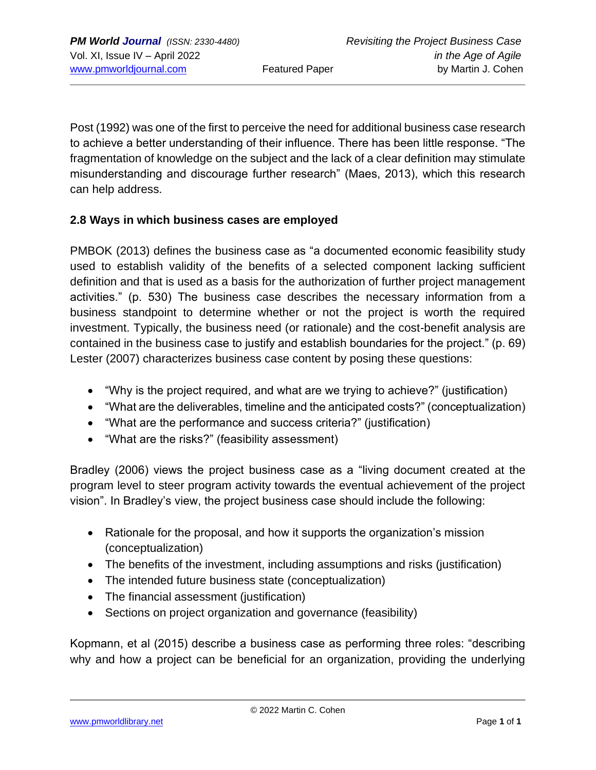Post (1992) was one of the first to perceive the need for additional business case research to achieve a better understanding of their influence. There has been little response. "The fragmentation of knowledge on the subject and the lack of a clear definition may stimulate misunderstanding and discourage further research" (Maes, 2013), which this research can help address.

### 2.8 Ways in which business cases are employed

PMBOK (2013) defines the business case as "a documented economic feasibility study used to establish validity of the benefits of a selected component lacking sufficient definition and that is used as a basis for the authorization of further project management activities." (p. 530) The business case describes the necessary information from a business standpoint to determine whether or not the project is worth the required investment. Typically, the business need (or rationale) and the cost-benefit analysis are contained in the business case to justify and establish boundaries for the project." (p. 69) Lester (2007) characterizes business case content by posing these questions:

- "Why is the project required, and what are we trying to achieve?" (justification)
- "What are the deliverables, timeline and the anticipated costs?" (conceptualization)
- "What are the performance and success criteria?" (justification)
- "What are the risks?" (feasibility assessment)

Bradley (2006) views the project business case as a "living document created at the program level to steer program activity towards the eventual achievement of the project vision". In Bradley's view, the project business case should include the following:

- Rationale for the proposal, and how it supports the organization's mission (conceptualization)
- The benefits of the investment, including assumptions and risks (justification)
- The intended future business state (conceptualization)
- The financial assessment (justification)
- Sections on project organization and governance (feasibility)

Kopmann, et al (2015) describe a business case as performing three roles: "describing why and how a project can be beneficial for an organization, providing the underlying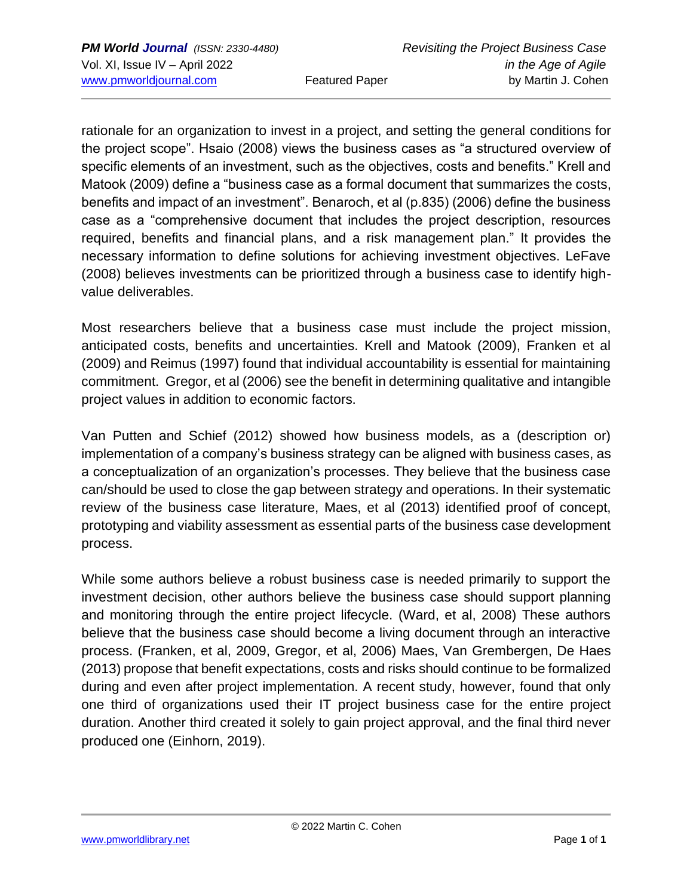rationale for an organization to invest in a project, and setting the general conditions for the project scope". Hsaio (2008) views the business cases as "a structured overview of specific elements of an investment, such as the objectives, costs and benefits." Krell and Matook (2009) define a "business case as a formal document that summarizes the costs, benefits and impact of an investment". Benaroch, et al (p.835) (2006) define the business case as a "comprehensive document that includes the project description, resources required, benefits and financial plans, and a risk management plan." It provides the necessary information to define solutions for achieving investment objectives. LeFave (2008) believes investments can be prioritized through a business case to identify high-value deliverables.

Most researchers believe that a business case must include the project mission, anticipated costs, benefits and uncertainties. Krell and Matook (2009), Franken et al (2009) and Reimus (1997) found that individual accountability is essential for maintaining commitment. Gregor, et al (2006) see the benefit in determining qualitative and intangible project values in addition to economic factors.

Van Putten and Schief (2012) showed how business models, as a (description or) implementation of a company's business strategy can be aligned with business cases, as a conceptualization of an organization's processes. They believe that the business case can/should be used to close the gap between strategy and operations. In their systematic review of the business case literature, Maes, et al (2013) identified proof of concept, prototyping and viability assessment as essential parts of the business case development process.

While some authors believe a robust business case is needed primarily to support the investment decision, other authors believe the business case should support planning and monitoring through the entire project lifecycle. (Ward, et al, 2008) These authors believe that the business case should become a living document through an interactive process. (Franken, et al, 2009, Gregor, et al, 2006) Maes, Van Grembergen, De Haes (2013) propose that benefit expectations, costs and risks should continue to be formalized during and even after project implementation. A recent study, however, found that only one third of organizations used their IT project business case for the entire project duration. Another third created it solely to gain project approval, and the final third never produced one (Einhorn, 2019).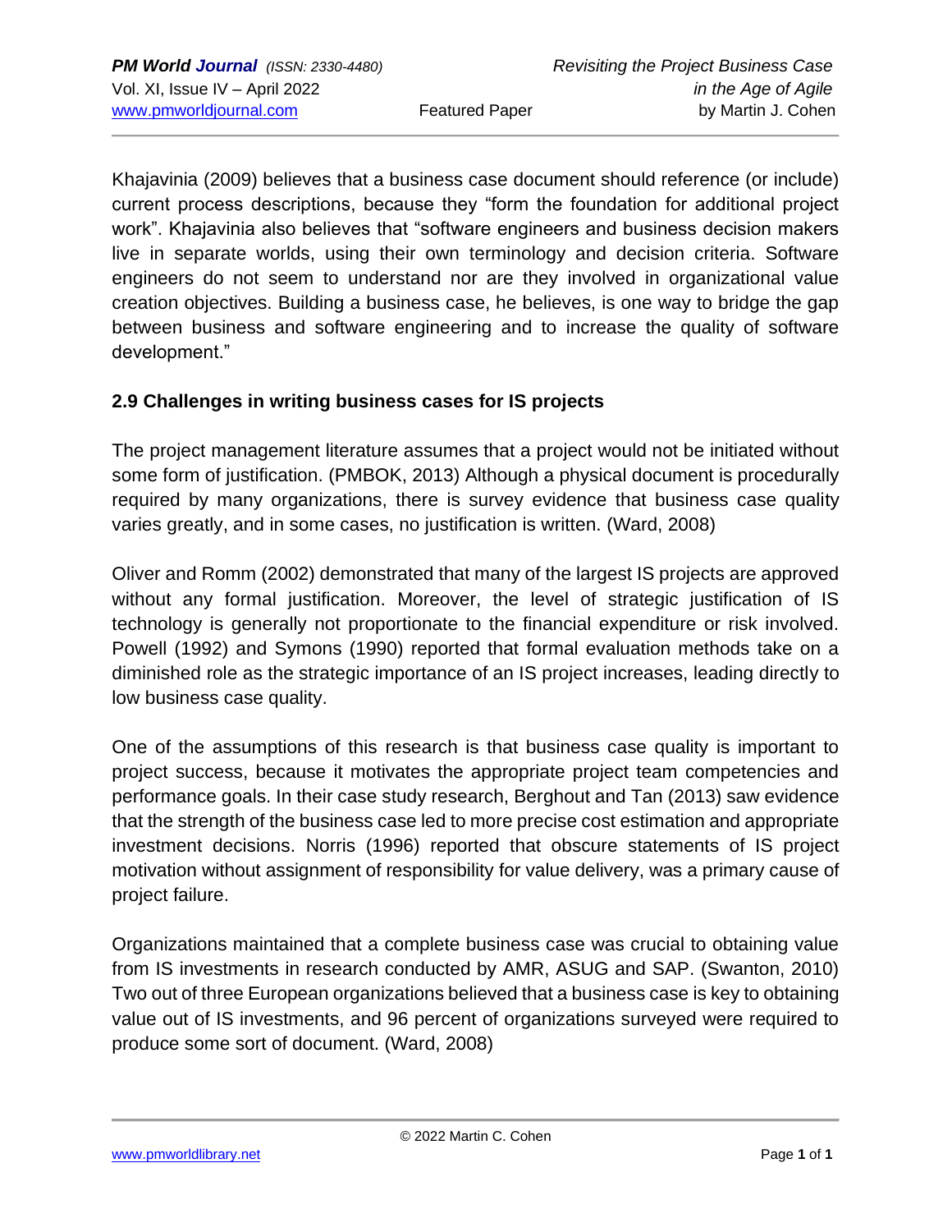Khajavinia (2009) believes that a business case document should reference (or include) current process descriptions, because they "form the foundation for additional project work". Khajavinia also believes that "software engineers and business decision makers live in separate worlds, using their own terminology and decision criteria. Software engineers do not seem to understand nor are they involved in organizational value creation objectives. Building a business case, he believes, is one way to bridge the gap between business and software engineering and to increase the quality of software development."

## 2.9 Challenges in writing business cases for IS projects

The project management literature assumes that a project would not be initiated without some form of justification. (PMBOK, 2013) Although a physical document is procedurally required by many organizations, there is survey evidence that business case quality varies greatly, and in some cases, no justification is written. (Ward, 2008)

Oliver and Romm (2002) demonstrated that many of the largest IS projects are approved without any formal justification. Moreover, the level of strategic justification of IS technology is generally not proportionate to the financial expenditure or risk involved. Powell (1992) and Symons (1990) reported that formal evaluation methods take on a diminished role as the strategic importance of an IS project increases, leading directly to low business case quality.

One of the assumptions of this research is that business case quality is important to project success, because it motivates the appropriate project team competencies and performance goals. In their case study research, Berghout and Tan (2013) saw evidence that the strength of the business case led to more precise cost estimation and appropriate investment decisions. Norris (1996) reported that obscure statements of IS project motivation without assignment of responsibility for value delivery, was a primary cause of project failure.

Organizations maintained that a complete business case was crucial to obtaining value from IS investments in research conducted by AMR, ASUG and SAP. (Swanton, 2010) Two out of three European organizations believed that a business case is key to obtaining value out of IS investments, and 96 percent of organizations surveyed were required to produce some sort of document. (Ward, 2008)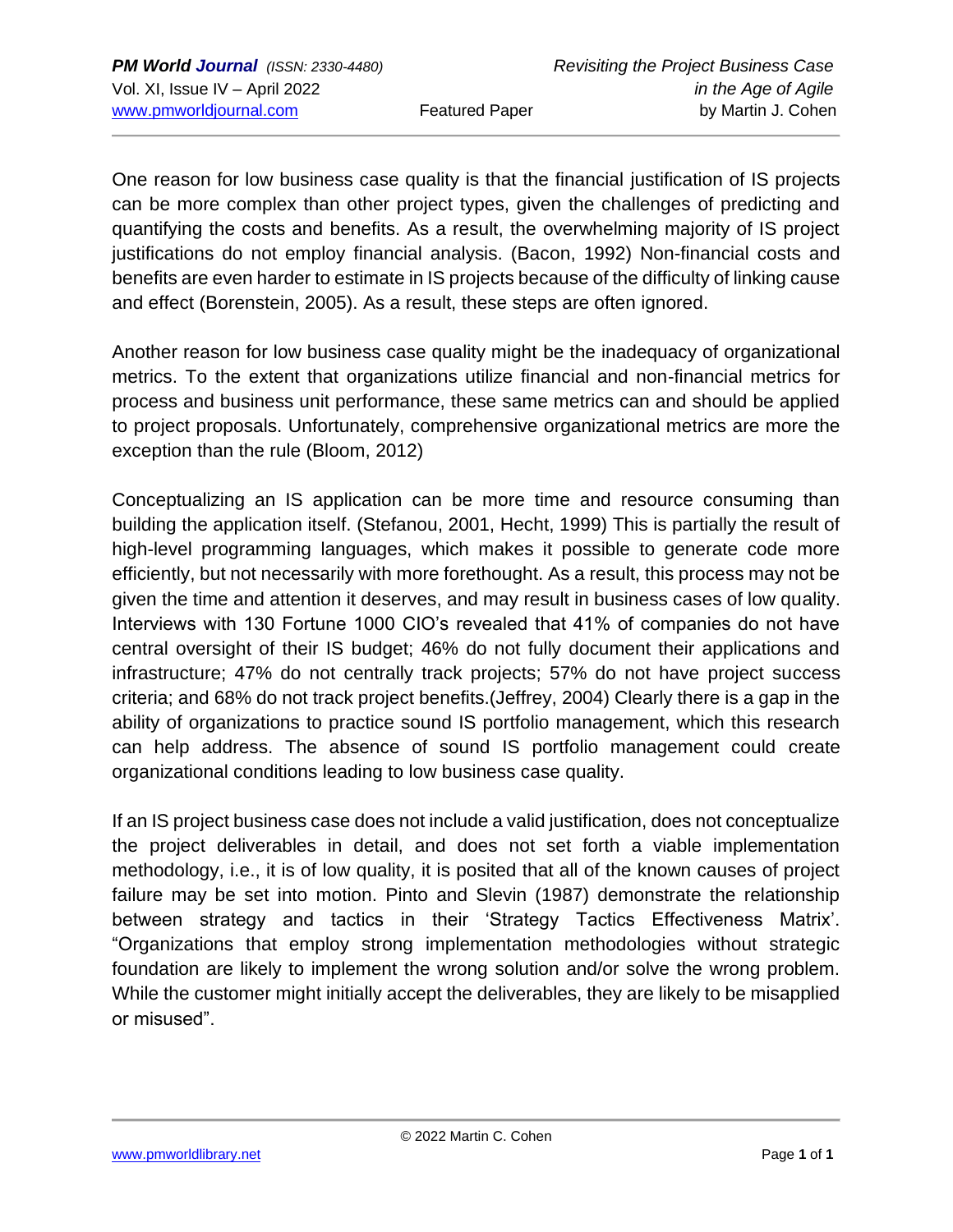One reason for low business case quality is that the financial justification of IS projects can be more complex than other project types, given the challenges of predicting and quantifying the costs and benefits. As a result, the overwhelming majority of IS project justifications do not employ financial analysis. (Bacon, 1992) Non-financial costs and benefits are even harder to estimate in IS projects because of the difficulty of linking cause and effect (Borenstein, 2005). As a result, these steps are often ignored.

Another reason for low business case quality might be the inadequacy of organizational metrics. To the extent that organizations utilize financial and non-financial metrics for process and business unit performance, these same metrics can and should be applied to project proposals. Unfortunately, comprehensive organizational metrics are more the exception than the rule (Bloom, 2012)

Conceptualizing an IS application can be more time and resource consuming than building the application itself. (Stefanou, 2001, Hecht, 1999) This is partially the result of high-level programming languages, which makes it possible to generate code more efficiently, but not necessarily with more forethought. As a result, this process may not be given the time and attention it deserves, and may result in business cases of low quality. Interviews with 130 Fortune 1000 CIO's revealed that 41% of companies do not have central oversight of their IS budget; 46% do not fully document their applications and infrastructure; 47% do not centrally track projects; 57% do not have project success criteria; and 68% do not track project benefits.(Jeffrey, 2004) Clearly there is a gap in the ability of organizations to practice sound IS portfolio management, which this research can help address. The absence of sound IS portfolio management could create organizational conditions leading to low business case quality.

If an IS project business case does not include a valid justification, does not conceptualize the project deliverables in detail, and does not set forth a viable implementation methodology, i.e., it is of low quality, it is posited that all of the known causes of project failure may be set into motion. Pinto and Slevin (1987) demonstrate the relationship between strategy and tactics in their 'Strategy Tactics Effectiveness Matrix'. "Organizations that employ strong implementation methodologies without strategic foundation are likely to implement the wrong solution and/or solve the wrong problem. While the customer might initially accept the deliverables, they are likely to be misapplied or misused".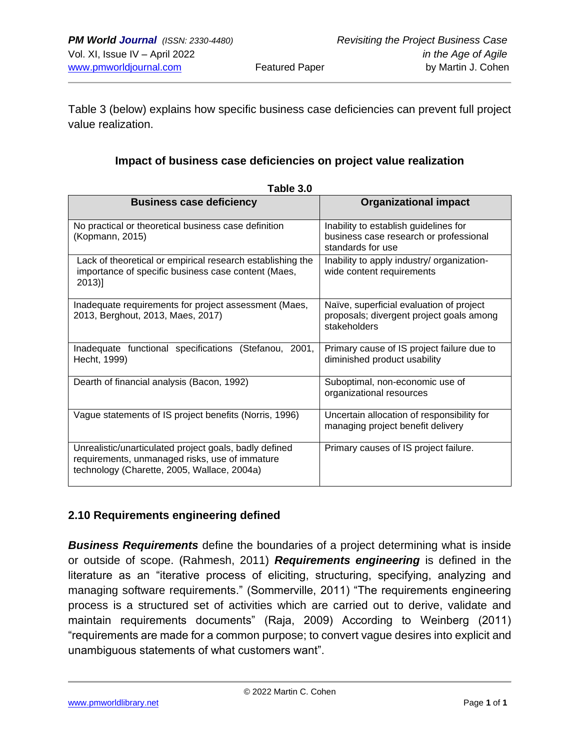Table 3 (below) explains how specific business case deficiencies can prevent full project value realization.

**Impact of business case deficiencies on project value realization**

**Table 3.0**

| Business case deficiency | Organizational impact |
|---|---|
| No practical or theoretical business case definition (Kopmann, 2015) | Inability to establish guidelines for business case research or professional standards for use |
| Lack of theoretical or empirical research establishing the importance of specific business case content (Maes, 2013)] | Inability to apply industry/ organization-wide content requirements |
| Inadequate requirements for project assessment (Maes, 2013, Berghout, 2013, Maes, 2017) | Naïve, superficial evaluation of project proposals; divergent project goals among stakeholders |
| Inadequate functional specifications (Stefanou, 2001, Hecht, 1999) | Primary cause of IS project failure due to diminished product usability |
| Dearth of financial analysis (Bacon, 1992) | Suboptimal, non-economic use of organizational resources |
| Vague statements of IS project benefits (Norris, 1996) | Uncertain allocation of responsibility for managing project benefit delivery |
| Unrealistic/unarticulated project goals, badly defined requirements, unmanaged risks, use of immature technology (Charette, 2005, Wallace, 2004a) | Primary causes of IS project failure. |

### 2.10 Requirements engineering defined

***Business Requirements*** define the boundaries of a project determining what is inside or outside of scope. (Rahmesh, 2011) ***Requirements engineering*** is defined in the literature as an "iterative process of eliciting, structuring, specifying, analyzing and managing software requirements." (Sommerville, 2011) "The requirements engineering process is a structured set of activities which are carried out to derive, validate and maintain requirements documents" (Raja, 2009) According to Weinberg (2011) "requirements are made for a common purpose; to convert vague desires into explicit and unambiguous statements of what customers want".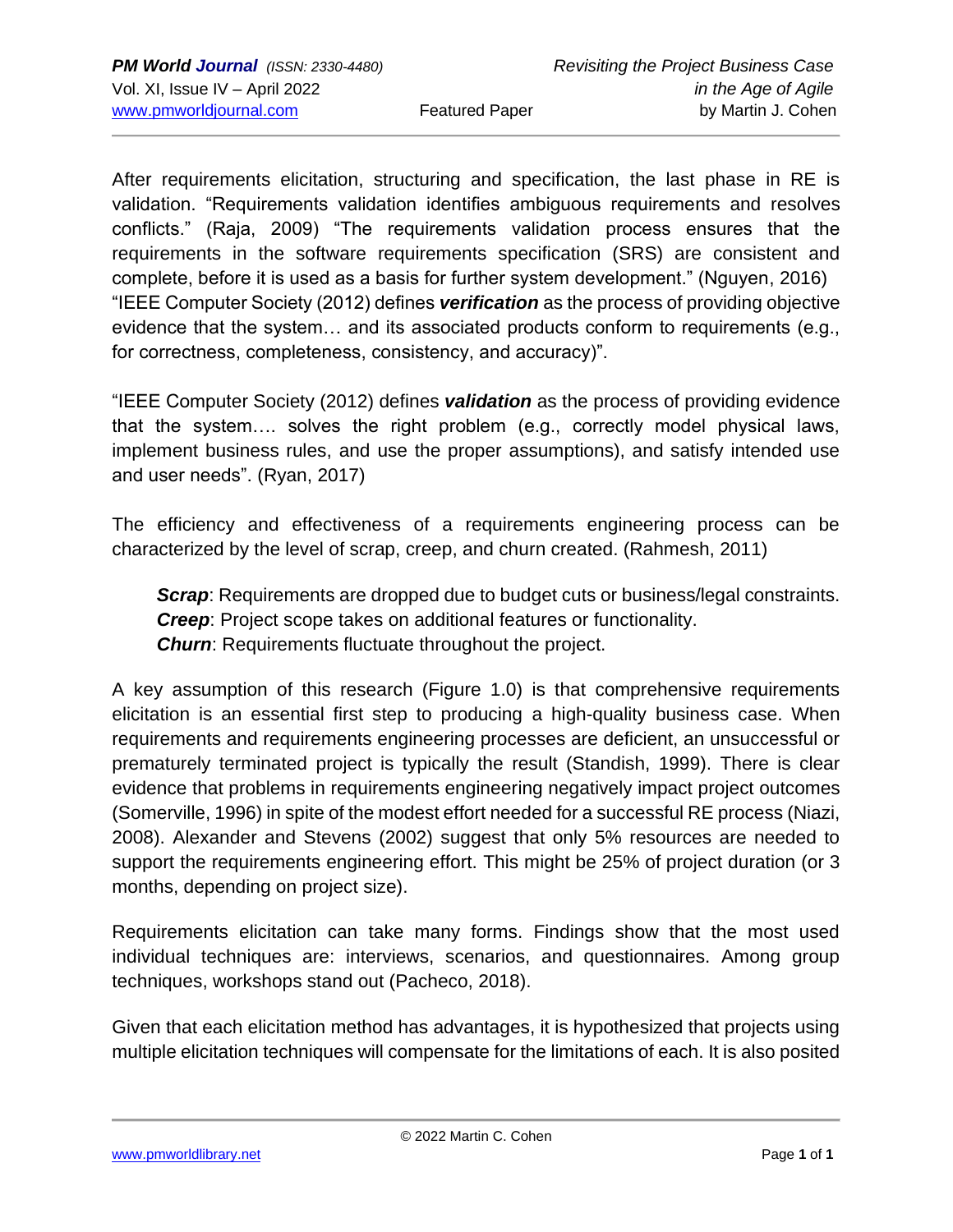After requirements elicitation, structuring and specification, the last phase in RE is validation. "Requirements validation identifies ambiguous requirements and resolves conflicts." (Raja, 2009) "The requirements validation process ensures that the requirements in the software requirements specification (SRS) are consistent and complete, before it is used as a basis for further system development." (Nguyen, 2016) "IEEE Computer Society (2012) defines ***verification*** as the process of providing objective evidence that the system… and its associated products conform to requirements (e.g., for correctness, completeness, consistency, and accuracy)".

"IEEE Computer Society (2012) defines ***validation*** as the process of providing evidence that the system…. solves the right problem (e.g., correctly model physical laws, implement business rules, and use the proper assumptions), and satisfy intended use and user needs". (Ryan, 2017)

The efficiency and effectiveness of a requirements engineering process can be characterized by the level of scrap, creep, and churn created. (Rahmesh, 2011)

> ***Scrap***: Requirements are dropped due to budget cuts or business/legal constraints.
> ***Creep***: Project scope takes on additional features or functionality.
> ***Churn***: Requirements fluctuate throughout the project.

A key assumption of this research (Figure 1.0) is that comprehensive requirements elicitation is an essential first step to producing a high-quality business case. When requirements and requirements engineering processes are deficient, an unsuccessful or prematurely terminated project is typically the result (Standish, 1999). There is clear evidence that problems in requirements engineering negatively impact project outcomes (Somerville, 1996) in spite of the modest effort needed for a successful RE process (Niazi, 2008). Alexander and Stevens (2002) suggest that only 5% resources are needed to support the requirements engineering effort. This might be 25% of project duration (or 3 months, depending on project size).

Requirements elicitation can take many forms. Findings show that the most used individual techniques are: interviews, scenarios, and questionnaires. Among group techniques, workshops stand out (Pacheco, 2018).

Given that each elicitation method has advantages, it is hypothesized that projects using multiple elicitation techniques will compensate for the limitations of each. It is also posited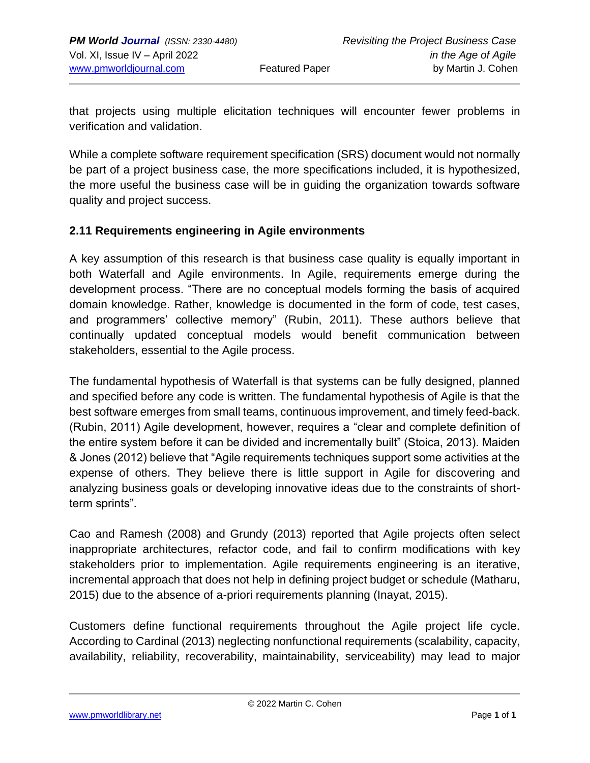that projects using multiple elicitation techniques will encounter fewer problems in verification and validation.

While a complete software requirement specification (SRS) document would not normally be part of a project business case, the more specifications included, it is hypothesized, the more useful the business case will be in guiding the organization towards software quality and project success.

### 2.11 Requirements engineering in Agile environments

A key assumption of this research is that business case quality is equally important in both Waterfall and Agile environments. In Agile, requirements emerge during the development process. "There are no conceptual models forming the basis of acquired domain knowledge. Rather, knowledge is documented in the form of code, test cases, and programmers' collective memory" (Rubin, 2011). These authors believe that continually updated conceptual models would benefit communication between stakeholders, essential to the Agile process.

The fundamental hypothesis of Waterfall is that systems can be fully designed, planned and specified before any code is written. The fundamental hypothesis of Agile is that the best software emerges from small teams, continuous improvement, and timely feed-back. (Rubin, 2011) Agile development, however, requires a "clear and complete definition of the entire system before it can be divided and incrementally built" (Stoica, 2013). Maiden & Jones (2012) believe that "Agile requirements techniques support some activities at the expense of others. They believe there is little support in Agile for discovering and analyzing business goals or developing innovative ideas due to the constraints of short-term sprints".

Cao and Ramesh (2008) and Grundy (2013) reported that Agile projects often select inappropriate architectures, refactor code, and fail to confirm modifications with key stakeholders prior to implementation. Agile requirements engineering is an iterative, incremental approach that does not help in defining project budget or schedule (Matharu, 2015) due to the absence of a-priori requirements planning (Inayat, 2015).

Customers define functional requirements throughout the Agile project life cycle. According to Cardinal (2013) neglecting nonfunctional requirements (scalability, capacity, availability, reliability, recoverability, maintainability, serviceability) may lead to major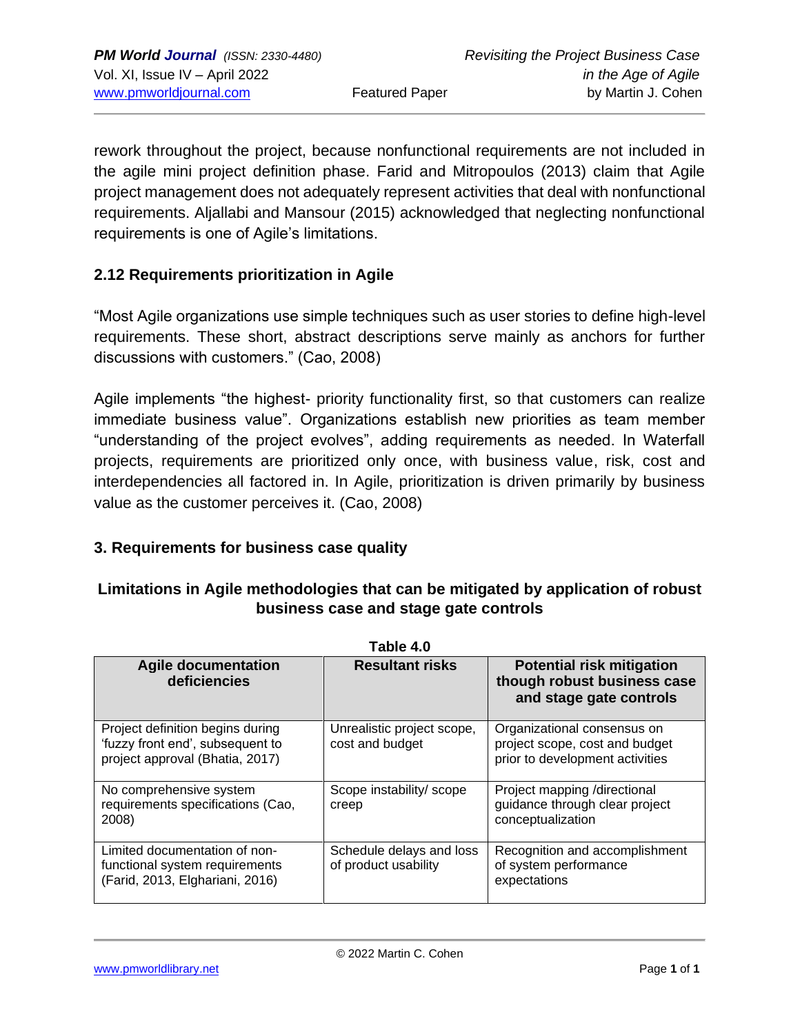rework throughout the project, because nonfunctional requirements are not included in the agile mini project definition phase. Farid and Mitropoulos (2013) claim that Agile project management does not adequately represent activities that deal with nonfunctional requirements. Aljallabi and Mansour (2015) acknowledged that neglecting nonfunctional requirements is one of Agile's limitations.

### 2.12 Requirements prioritization in Agile

"Most Agile organizations use simple techniques such as user stories to define high-level requirements. These short, abstract descriptions serve mainly as anchors for further discussions with customers." (Cao, 2008)

Agile implements "the highest- priority functionality first, so that customers can realize immediate business value". Organizations establish new priorities as team member "understanding of the project evolves", adding requirements as needed. In Waterfall projects, requirements are prioritized only once, with business value, risk, cost and interdependencies all factored in. In Agile, prioritization is driven primarily by business value as the customer perceives it. (Cao, 2008)

## 3. Requirements for business case quality

**Limitations in Agile methodologies that can be mitigated by application of robust business case and stage gate controls**

**Table 4.0**

| Agile documentation deficiencies | Resultant risks | Potential risk mitigation though robust business case and stage gate controls |
|---|---|---|
| Project definition begins during 'fuzzy front end', subsequent to project approval (Bhatia, 2017) | Unrealistic project scope, cost and budget | Organizational consensus on project scope, cost and budget prior to development activities |
| No comprehensive system requirements specifications (Cao, 2008) | Scope instability/ scope creep | Project mapping /directional guidance through clear project conceptualization |
| Limited documentation of non-functional system requirements (Farid, 2013, Elghariani, 2016) | Schedule delays and loss of product usability | Recognition and accomplishment of system performance expectations |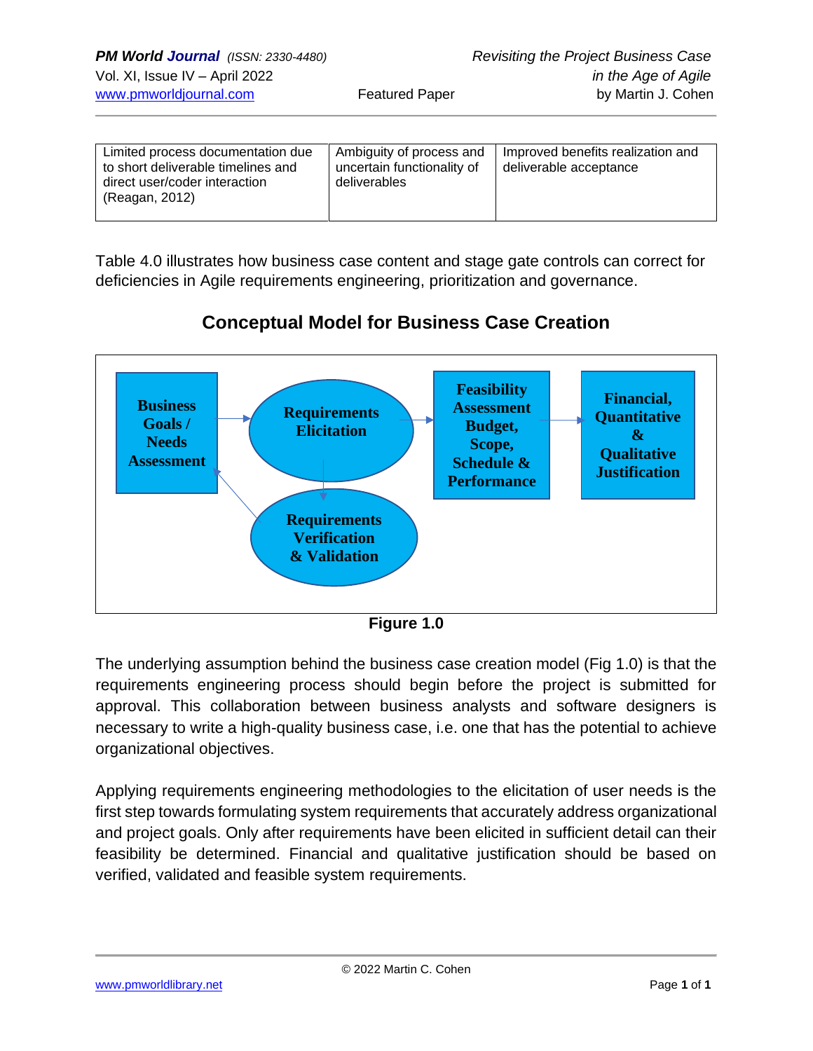| Limited process documentation due to short deliverable timelines and direct user/coder interaction (Reagan, 2012) | Ambiguity of process and uncertain functionality of deliverables | Improved benefits realization and deliverable acceptance |
|---|---|---|

Table 4.0 illustrates how business case content and stage gate controls can correct for deficiencies in Agile requirements engineering, prioritization and governance.

## Conceptual Model for Business Case Creation

Business Goals / Needs Assessment → Requirements Elicitation → Feasibility Assessment Budget, Scope, Schedule & Performance → Financial, Quantitative & Qualitative Justification

Requirements Elicitation → Requirements Verification & Validation → Business Goals / Needs Assessment

**Figure 1.0**

The underlying assumption behind the business case creation model (Fig 1.0) is that the requirements engineering process should begin before the project is submitted for approval. This collaboration between business analysts and software designers is necessary to write a high-quality business case, i.e. one that has the potential to achieve organizational objectives.

Applying requirements engineering methodologies to the elicitation of user needs is the first step towards formulating system requirements that accurately address organizational and project goals. Only after requirements have been elicited in sufficient detail can their feasibility be determined. Financial and qualitative justification should be based on verified, validated and feasible system requirements.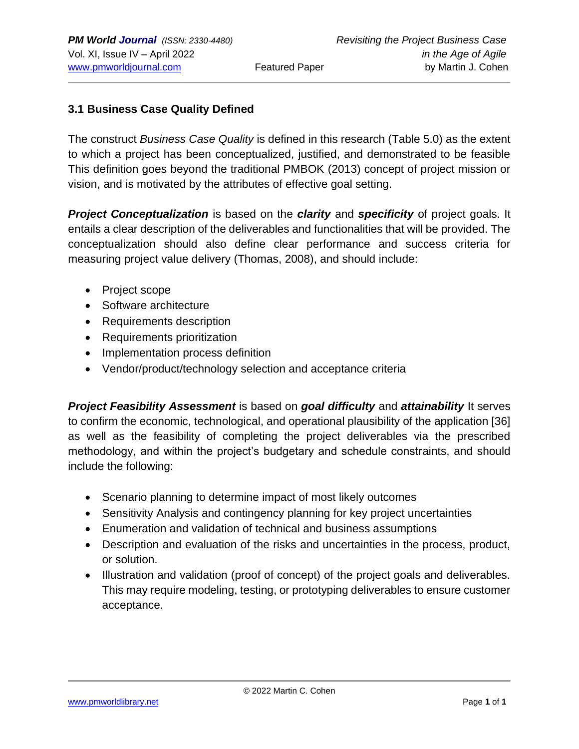### 3.1 Business Case Quality Defined

The construct *Business Case Quality* is defined in this research (Table 5.0) as the extent to which a project has been conceptualized, justified, and demonstrated to be feasible This definition goes beyond the traditional PMBOK (2013) concept of project mission or vision, and is motivated by the attributes of effective goal setting.

***Project Conceptualization*** is based on the ***clarity*** and ***specificity*** of project goals. It entails a clear description of the deliverables and functionalities that will be provided. The conceptualization should also define clear performance and success criteria for measuring project value delivery (Thomas, 2008), and should include:

- Project scope
- Software architecture
- Requirements description
- Requirements prioritization
- Implementation process definition
- Vendor/product/technology selection and acceptance criteria

***Project Feasibility Assessment*** is based on ***goal difficulty*** and ***attainability*** It serves to confirm the economic, technological, and operational plausibility of the application [36] as well as the feasibility of completing the project deliverables via the prescribed methodology, and within the project's budgetary and schedule constraints, and should include the following:

- Scenario planning to determine impact of most likely outcomes
- Sensitivity Analysis and contingency planning for key project uncertainties
- Enumeration and validation of technical and business assumptions
- Description and evaluation of the risks and uncertainties in the process, product, or solution.
- Illustration and validation (proof of concept) of the project goals and deliverables. This may require modeling, testing, or prototyping deliverables to ensure customer acceptance.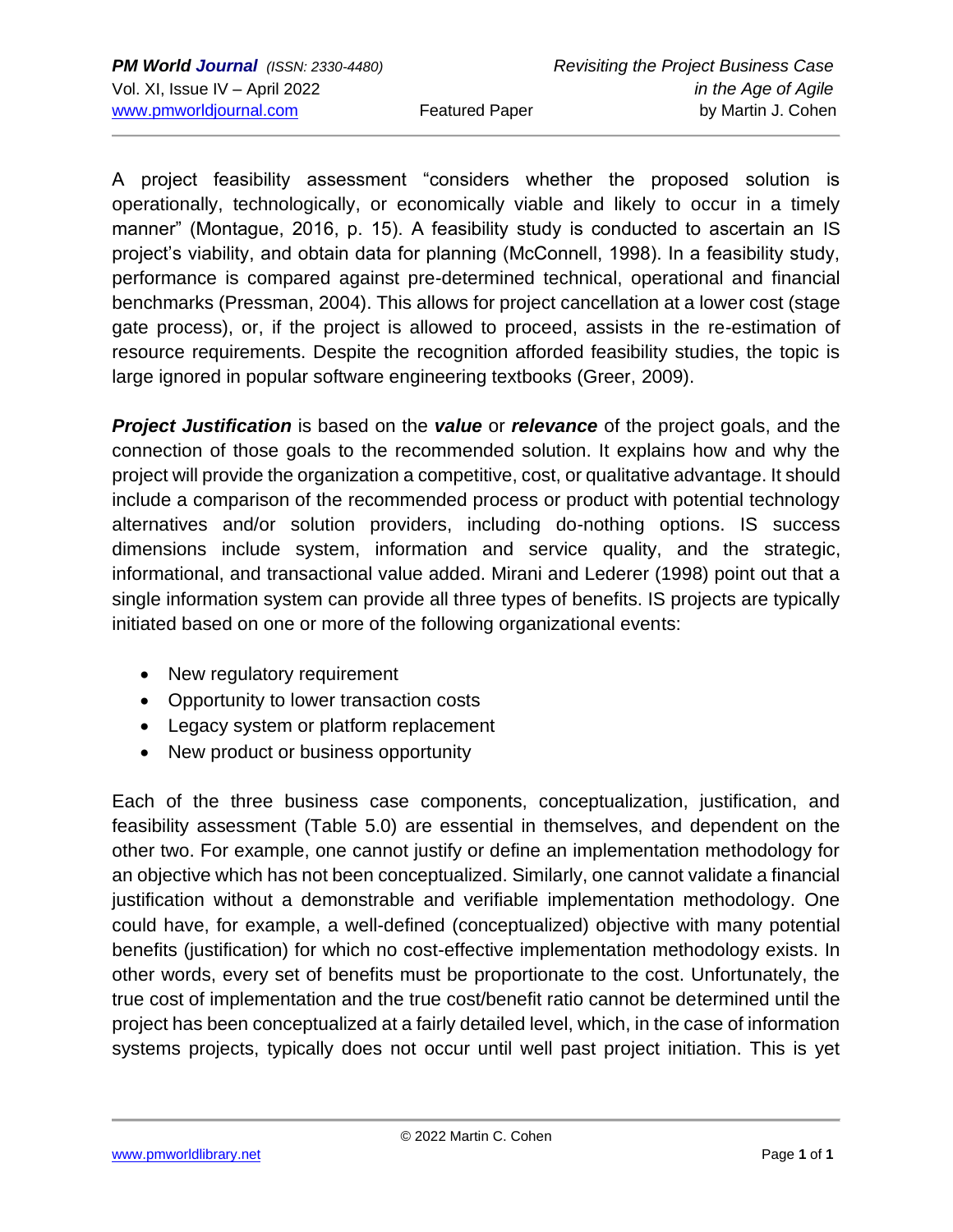A project feasibility assessment "considers whether the proposed solution is operationally, technologically, or economically viable and likely to occur in a timely manner" (Montague, 2016, p. 15). A feasibility study is conducted to ascertain an IS project's viability, and obtain data for planning (McConnell, 1998). In a feasibility study, performance is compared against pre-determined technical, operational and financial benchmarks (Pressman, 2004). This allows for project cancellation at a lower cost (stage gate process), or, if the project is allowed to proceed, assists in the re-estimation of resource requirements. Despite the recognition afforded feasibility studies, the topic is large ignored in popular software engineering textbooks (Greer, 2009).

***Project Justification*** is based on the ***value*** or ***relevance*** of the project goals, and the connection of those goals to the recommended solution. It explains how and why the project will provide the organization a competitive, cost, or qualitative advantage. It should include a comparison of the recommended process or product with potential technology alternatives and/or solution providers, including do-nothing options. IS success dimensions include system, information and service quality, and the strategic, informational, and transactional value added. Mirani and Lederer (1998) point out that a single information system can provide all three types of benefits. IS projects are typically initiated based on one or more of the following organizational events:

- New regulatory requirement
- Opportunity to lower transaction costs
- Legacy system or platform replacement
- New product or business opportunity

Each of the three business case components, conceptualization, justification, and feasibility assessment (Table 5.0) are essential in themselves, and dependent on the other two. For example, one cannot justify or define an implementation methodology for an objective which has not been conceptualized. Similarly, one cannot validate a financial justification without a demonstrable and verifiable implementation methodology. One could have, for example, a well-defined (conceptualized) objective with many potential benefits (justification) for which no cost-effective implementation methodology exists. In other words, every set of benefits must be proportionate to the cost. Unfortunately, the true cost of implementation and the true cost/benefit ratio cannot be determined until the project has been conceptualized at a fairly detailed level, which, in the case of information systems projects, typically does not occur until well past project initiation. This is yet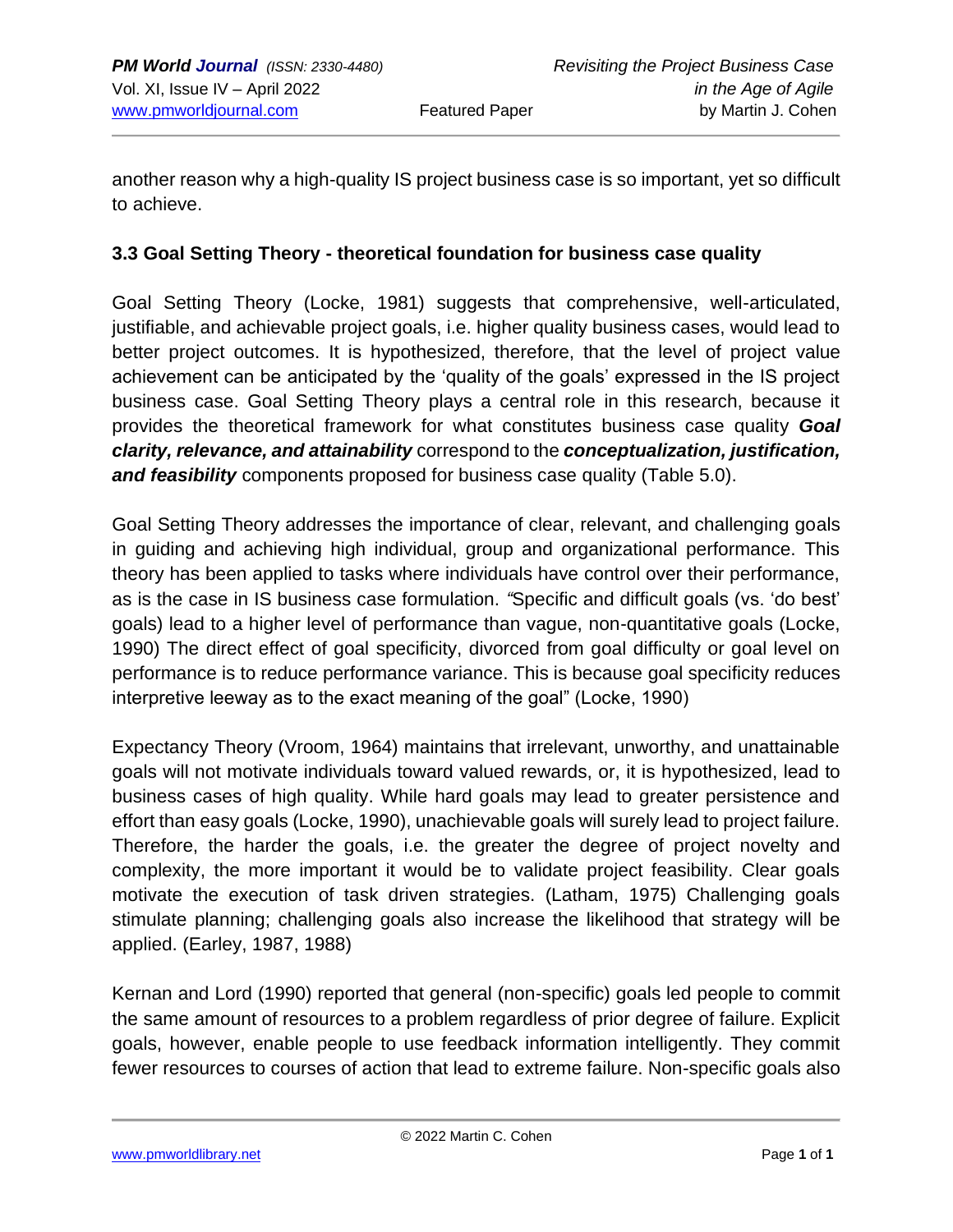another reason why a high-quality IS project business case is so important, yet so difficult to achieve.

### 3.3 Goal Setting Theory - theoretical foundation for business case quality

Goal Setting Theory (Locke, 1981) suggests that comprehensive, well-articulated, justifiable, and achievable project goals, i.e. higher quality business cases, would lead to better project outcomes. It is hypothesized, therefore, that the level of project value achievement can be anticipated by the 'quality of the goals' expressed in the IS project business case. Goal Setting Theory plays a central role in this research, because it provides the theoretical framework for what constitutes business case quality ***Goal clarity, relevance, and attainability*** correspond to the ***conceptualization, justification, and feasibility*** components proposed for business case quality (Table 5.0).

Goal Setting Theory addresses the importance of clear, relevant, and challenging goals in guiding and achieving high individual, group and organizational performance. This theory has been applied to tasks where individuals have control over their performance, as is the case in IS business case formulation. "Specific and difficult goals (vs. 'do best' goals) lead to a higher level of performance than vague, non-quantitative goals (Locke, 1990) The direct effect of goal specificity, divorced from goal difficulty or goal level on performance is to reduce performance variance. This is because goal specificity reduces interpretive leeway as to the exact meaning of the goal" (Locke, 1990)

Expectancy Theory (Vroom, 1964) maintains that irrelevant, unworthy, and unattainable goals will not motivate individuals toward valued rewards, or, it is hypothesized, lead to business cases of high quality. While hard goals may lead to greater persistence and effort than easy goals (Locke, 1990), unachievable goals will surely lead to project failure. Therefore, the harder the goals, i.e. the greater the degree of project novelty and complexity, the more important it would be to validate project feasibility. Clear goals motivate the execution of task driven strategies. (Latham, 1975) Challenging goals stimulate planning; challenging goals also increase the likelihood that strategy will be applied. (Earley, 1987, 1988)

Kernan and Lord (1990) reported that general (non-specific) goals led people to commit the same amount of resources to a problem regardless of prior degree of failure. Explicit goals, however, enable people to use feedback information intelligently. They commit fewer resources to courses of action that lead to extreme failure. Non-specific goals also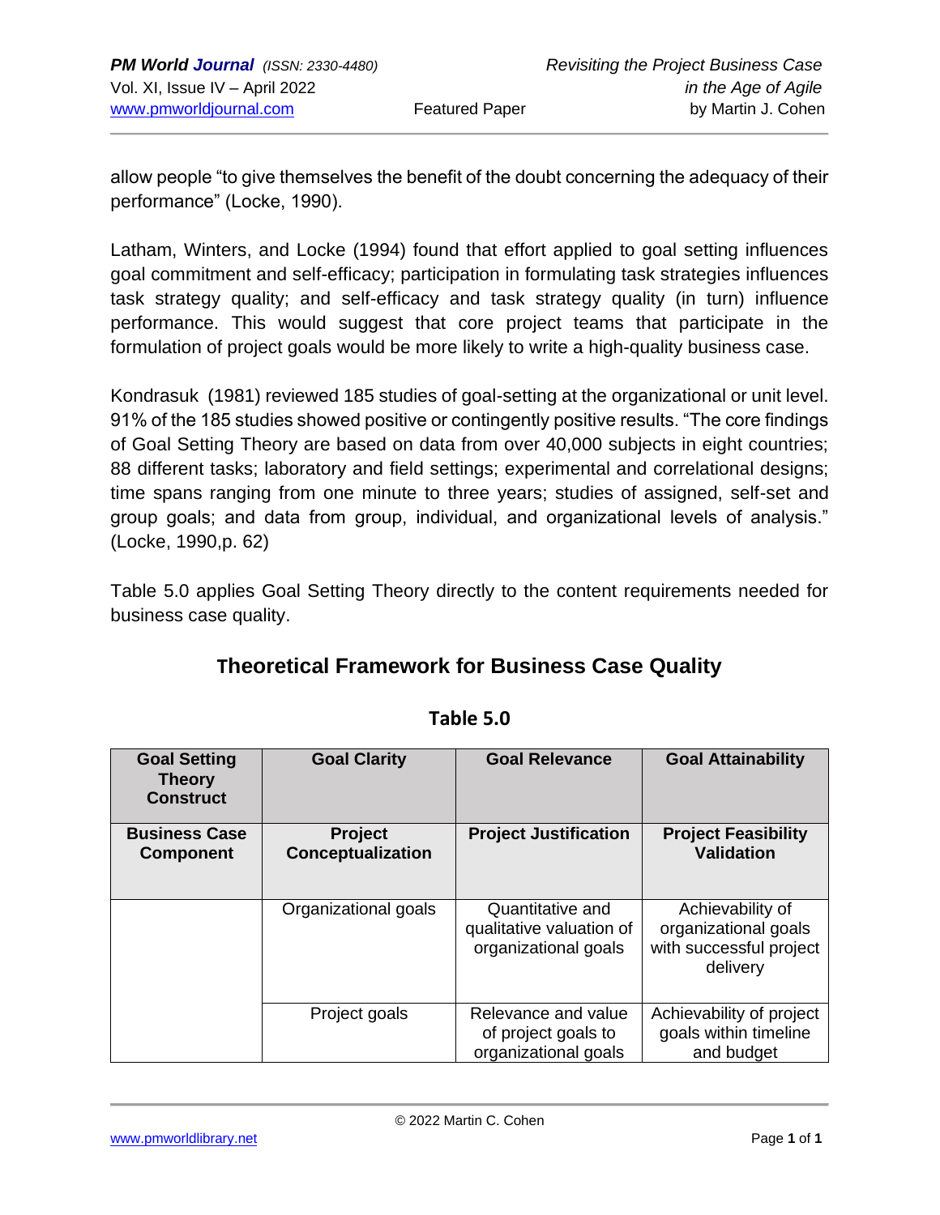allow people "to give themselves the benefit of the doubt concerning the adequacy of their performance" (Locke, 1990).

Latham, Winters, and Locke (1994) found that effort applied to goal setting influences goal commitment and self-efficacy; participation in formulating task strategies influences task strategy quality; and self-efficacy and task strategy quality (in turn) influence performance. This would suggest that core project teams that participate in the formulation of project goals would be more likely to write a high-quality business case.

Kondrasuk (1981) reviewed 185 studies of goal-setting at the organizational or unit level. 91% of the 185 studies showed positive or contingently positive results. "The core findings of Goal Setting Theory are based on data from over 40,000 subjects in eight countries; 88 different tasks; laboratory and field settings; experimental and correlational designs; time spans ranging from one minute to three years; studies of assigned, self-set and group goals; and data from group, individual, and organizational levels of analysis." (Locke, 1990,p. 62)

Table 5.0 applies Goal Setting Theory directly to the content requirements needed for business case quality.

## Theoretical Framework for Business Case Quality

**Table 5.0**

| **Goal Setting Theory Construct** | **Goal Clarity** | **Goal Relevance** | **Goal Attainability** |
|---|---|---|---|
| **Business Case Component** | **Project Conceptualization** | **Project Justification** | **Project Feasibility Validation** |
| | Organizational goals | Quantitative and qualitative valuation of organizational goals | Achievability of organizational goals with successful project delivery |
| | Project goals | Relevance and value of project goals to organizational goals | Achievability of project goals within timeline and budget |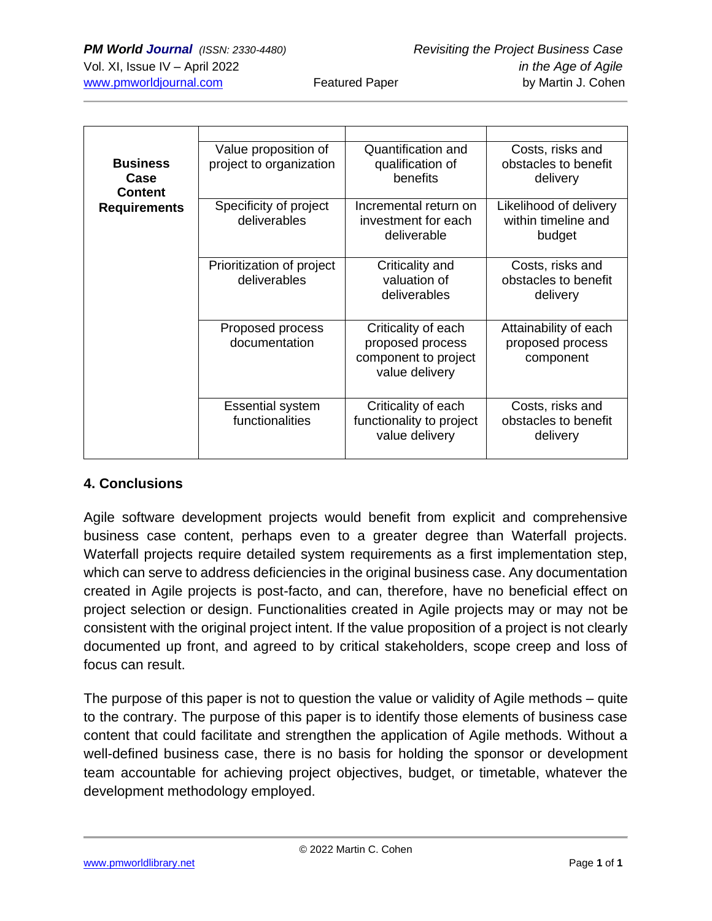| Business Case Content Requirements | | | |
|---|---|---|---|
| | Value proposition of project to organization | Quantification and qualification of benefits | Costs, risks and obstacles to benefit delivery |
| | Specificity of project deliverables | Incremental return on investment for each deliverable | Likelihood of delivery within timeline and budget |
| | Prioritization of project deliverables | Criticality and valuation of deliverables | Costs, risks and obstacles to benefit delivery |
| | Proposed process documentation | Criticality of each proposed process component to project value delivery | Attainability of each proposed process component |
| | Essential system functionalities | Criticality of each functionality to project value delivery | Costs, risks and obstacles to benefit delivery |

## 4. Conclusions

Agile software development projects would benefit from explicit and comprehensive business case content, perhaps even to a greater degree than Waterfall projects. Waterfall projects require detailed system requirements as a first implementation step, which can serve to address deficiencies in the original business case. Any documentation created in Agile projects is post-facto, and can, therefore, have no beneficial effect on project selection or design. Functionalities created in Agile projects may or may not be consistent with the original project intent. If the value proposition of a project is not clearly documented up front, and agreed to by critical stakeholders, scope creep and loss of focus can result.

The purpose of this paper is not to question the value or validity of Agile methods – quite to the contrary. The purpose of this paper is to identify those elements of business case content that could facilitate and strengthen the application of Agile methods. Without a well-defined business case, there is no basis for holding the sponsor or development team accountable for achieving project objectives, budget, or timetable, whatever the development methodology employed.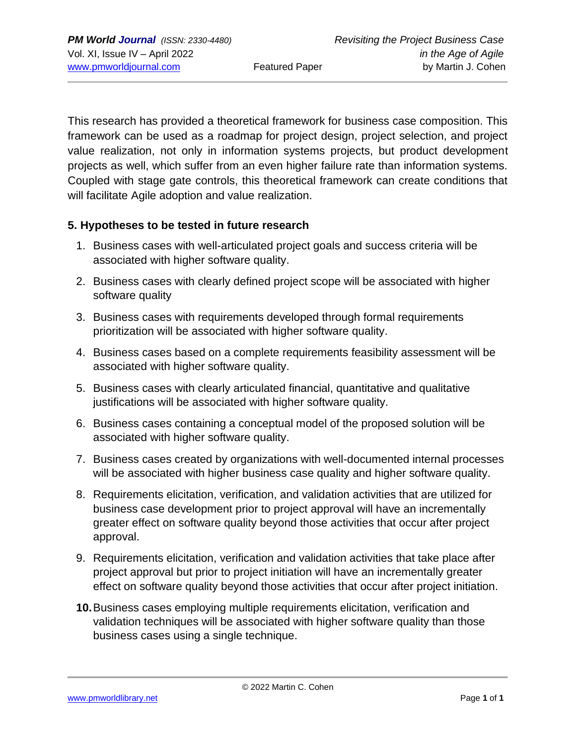This research has provided a theoretical framework for business case composition. This framework can be used as a roadmap for project design, project selection, and project value realization, not only in information systems projects, but product development projects as well, which suffer from an even higher failure rate than information systems. Coupled with stage gate controls, this theoretical framework can create conditions that will facilitate Agile adoption and value realization.

### 5. Hypotheses to be tested in future research

1. Business cases with well-articulated project goals and success criteria will be associated with higher software quality.
2. Business cases with clearly defined project scope will be associated with higher software quality
3. Business cases with requirements developed through formal requirements prioritization will be associated with higher software quality.
4. Business cases based on a complete requirements feasibility assessment will be associated with higher software quality.
5. Business cases with clearly articulated financial, quantitative and qualitative justifications will be associated with higher software quality.
6. Business cases containing a conceptual model of the proposed solution will be associated with higher software quality.
7. Business cases created by organizations with well-documented internal processes will be associated with higher business case quality and higher software quality.
8. Requirements elicitation, verification, and validation activities that are utilized for business case development prior to project approval will have an incrementally greater effect on software quality beyond those activities that occur after project approval.
9. Requirements elicitation, verification and validation activities that take place after project approval but prior to project initiation will have an incrementally greater effect on software quality beyond those activities that occur after project initiation.
10. Business cases employing multiple requirements elicitation, verification and validation techniques will be associated with higher software quality than those business cases using a single technique.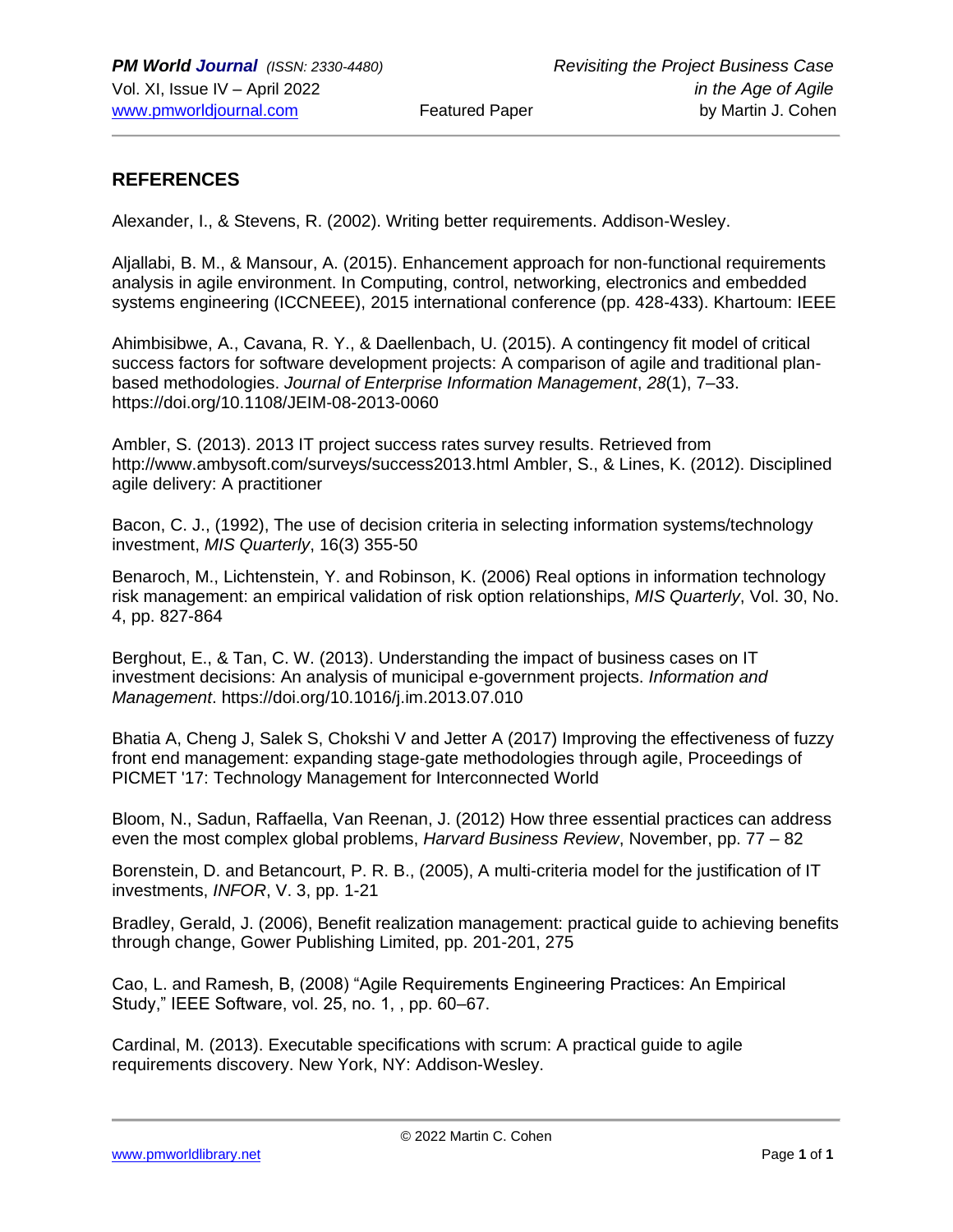## REFERENCES

Alexander, I., & Stevens, R. (2002). Writing better requirements. Addison-Wesley.

Aljallabi, B. M., & Mansour, A. (2015). Enhancement approach for non-functional requirements analysis in agile environment. In Computing, control, networking, electronics and embedded systems engineering (ICCNEEE), 2015 international conference (pp. 428-433). Khartoum: IEEE

Ahimbisibwe, A., Cavana, R. Y., & Daellenbach, U. (2015). A contingency fit model of critical success factors for software development projects: A comparison of agile and traditional plan-based methodologies. *Journal of Enterprise Information Management*, *28*(1), 7–33. https://doi.org/10.1108/JEIM-08-2013-0060

Ambler, S. (2013). 2013 IT project success rates survey results. Retrieved from http://www.ambysoft.com/surveys/success2013.html Ambler, S., & Lines, K. (2012). Disciplined agile delivery: A practitioner

Bacon, C. J., (1992), The use of decision criteria in selecting information systems/technology investment, *MIS Quarterly*, 16(3) 355-50

Benaroch, M., Lichtenstein, Y. and Robinson, K. (2006) Real options in information technology risk management: an empirical validation of risk option relationships, *MIS Quarterly*, Vol. 30, No. 4, pp. 827-864

Berghout, E., & Tan, C. W. (2013). Understanding the impact of business cases on IT investment decisions: An analysis of municipal e-government projects. *Information and Management*. https://doi.org/10.1016/j.im.2013.07.010

Bhatia A, Cheng J, Salek S, Chokshi V and Jetter A (2017) Improving the effectiveness of fuzzy front end management: expanding stage-gate methodologies through agile, Proceedings of PICMET '17: Technology Management for Interconnected World

Bloom, N., Sadun, Raffaella, Van Reenan, J. (2012) How three essential practices can address even the most complex global problems, *Harvard Business Review*, November, pp. 77 – 82

Borenstein, D. and Betancourt, P. R. B., (2005), A multi-criteria model for the justification of IT investments, *INFOR*, V. 3, pp. 1-21

Bradley, Gerald, J. (2006), Benefit realization management: practical guide to achieving benefits through change, Gower Publishing Limited, pp. 201-201, 275

Cao, L. and Ramesh, B, (2008) "Agile Requirements Engineering Practices: An Empirical Study," IEEE Software, vol. 25, no. 1, , pp. 60–67.

Cardinal, M. (2013). Executable specifications with scrum: A practical guide to agile requirements discovery. New York, NY: Addison-Wesley.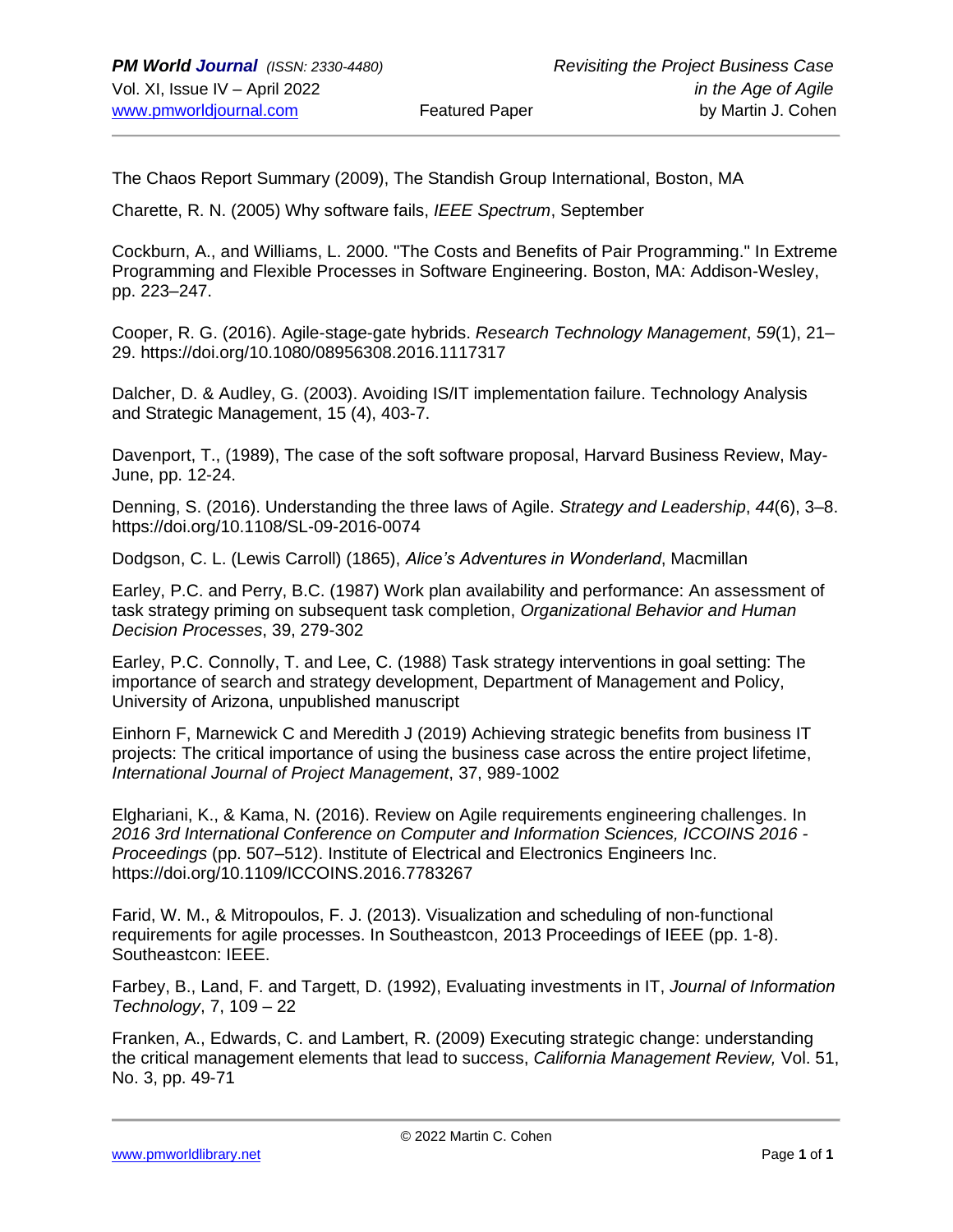The Chaos Report Summary (2009), The Standish Group International, Boston, MA

Charette, R. N. (2005) Why software fails, *IEEE Spectrum*, September

Cockburn, A., and Williams, L. 2000. "The Costs and Benefits of Pair Programming." In Extreme Programming and Flexible Processes in Software Engineering. Boston, MA: Addison-Wesley, pp. 223–247.

Cooper, R. G. (2016). Agile-stage-gate hybrids. *Research Technology Management*, *59*(1), 21–29. https://doi.org/10.1080/08956308.2016.1117317

Dalcher, D. & Audley, G. (2003). Avoiding IS/IT implementation failure. Technology Analysis and Strategic Management, 15 (4), 403-7.

Davenport, T., (1989), The case of the soft software proposal, Harvard Business Review, May-June, pp. 12-24.

Denning, S. (2016). Understanding the three laws of Agile. *Strategy and Leadership*, *44*(6), 3–8. https://doi.org/10.1108/SL-09-2016-0074

Dodgson, C. L. (Lewis Carroll) (1865), *Alice's Adventures in Wonderland*, Macmillan

Earley, P.C. and Perry, B.C. (1987) Work plan availability and performance: An assessment of task strategy priming on subsequent task completion, *Organizational Behavior and Human Decision Processes*, 39, 279-302

Earley, P.C. Connolly, T. and Lee, C. (1988) Task strategy interventions in goal setting: The importance of search and strategy development, Department of Management and Policy, University of Arizona, unpublished manuscript

Einhorn F, Marnewick C and Meredith J (2019) Achieving strategic benefits from business IT projects: The critical importance of using the business case across the entire project lifetime, *International Journal of Project Management*, 37, 989-1002

Elghariani, K., & Kama, N. (2016). Review on Agile requirements engineering challenges. In *2016 3rd International Conference on Computer and Information Sciences, ICCOINS 2016 - Proceedings* (pp. 507–512). Institute of Electrical and Electronics Engineers Inc. https://doi.org/10.1109/ICCOINS.2016.7783267

Farid, W. M., & Mitropoulos, F. J. (2013). Visualization and scheduling of non-functional requirements for agile processes. In Southeastcon, 2013 Proceedings of IEEE (pp. 1-8). Southeastcon: IEEE.

Farbey, B., Land, F. and Targett, D. (1992), Evaluating investments in IT, *Journal of Information Technology*, 7, 109 – 22

Franken, A., Edwards, C. and Lambert, R. (2009) Executing strategic change: understanding the critical management elements that lead to success, *California Management Review,* Vol. 51, No. 3, pp. 49-71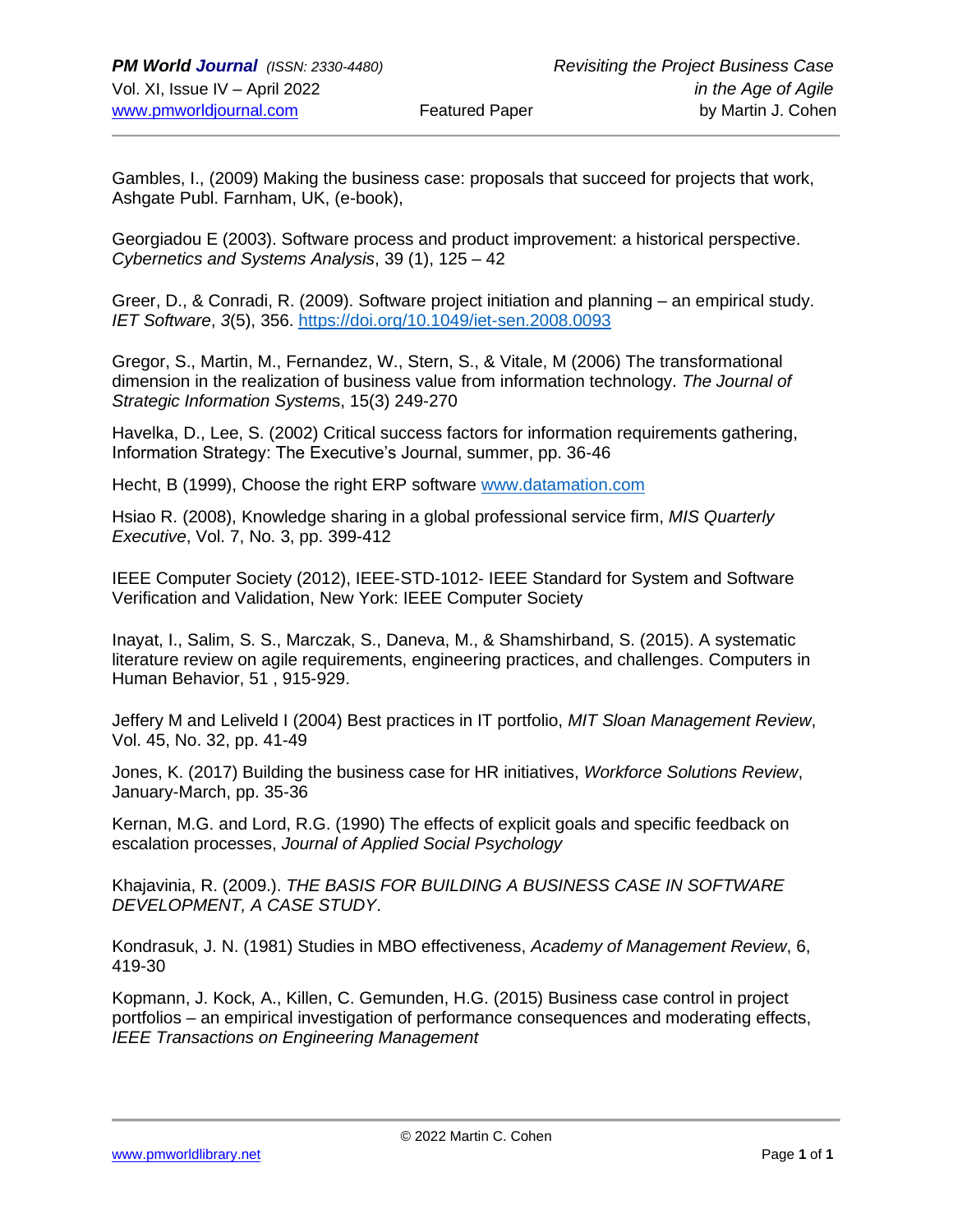Gambles, I., (2009) Making the business case: proposals that succeed for projects that work, Ashgate Publ. Farnham, UK, (e-book),

Georgiadou E (2003). Software process and product improvement: a historical perspective. *Cybernetics and Systems Analysis*, 39 (1), 125 – 42

Greer, D., & Conradi, R. (2009). Software project initiation and planning – an empirical study. *IET Software*, *3*(5), 356. https://doi.org/10.1049/iet-sen.2008.0093

Gregor, S., Martin, M., Fernandez, W., Stern, S., & Vitale, M (2006) The transformational dimension in the realization of business value from information technology. *The Journal of Strategic Information System*s, 15(3) 249-270

Havelka, D., Lee, S. (2002) Critical success factors for information requirements gathering, Information Strategy: The Executive's Journal, summer, pp. 36-46

Hecht, B (1999), Choose the right ERP software www.datamation.com

Hsiao R. (2008), Knowledge sharing in a global professional service firm, *MIS Quarterly Executive*, Vol. 7, No. 3, pp. 399-412

IEEE Computer Society (2012), IEEE-STD-1012- IEEE Standard for System and Software Verification and Validation, New York: IEEE Computer Society

Inayat, I., Salim, S. S., Marczak, S., Daneva, M., & Shamshirband, S. (2015). A systematic literature review on agile requirements, engineering practices, and challenges. Computers in Human Behavior, 51 , 915-929.

Jeffery M and Leliveld I (2004) Best practices in IT portfolio, *MIT Sloan Management Review*, Vol. 45, No. 32, pp. 41-49

Jones, K. (2017) Building the business case for HR initiatives, *Workforce Solutions Review*, January-March, pp. 35-36

Kernan, M.G. and Lord, R.G. (1990) The effects of explicit goals and specific feedback on escalation processes, *Journal of Applied Social Psychology*

Khajavinia, R. (2009.). *THE BASIS FOR BUILDING A BUSINESS CASE IN SOFTWARE DEVELOPMENT, A CASE STUDY*.

Kondrasuk, J. N. (1981) Studies in MBO effectiveness, *Academy of Management Review*, 6, 419-30

Kopmann, J. Kock, A., Killen, C. Gemunden, H.G. (2015) Business case control in project portfolios – an empirical investigation of performance consequences and moderating effects, *IEEE Transactions on Engineering Management*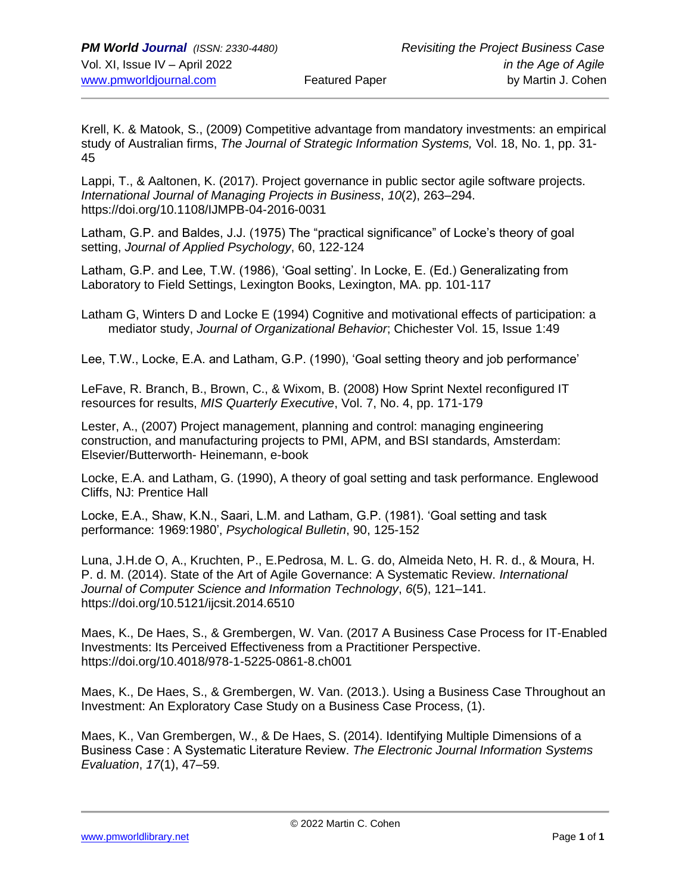Krell, K. & Matook, S., (2009) Competitive advantage from mandatory investments: an empirical study of Australian firms, *The Journal of Strategic Information Systems,* Vol. 18, No. 1, pp. 31-45

Lappi, T., & Aaltonen, K. (2017). Project governance in public sector agile software projects. *International Journal of Managing Projects in Business*, *10*(2), 263–294. https://doi.org/10.1108/IJMPB-04-2016-0031

Latham, G.P. and Baldes, J.J. (1975) The "practical significance" of Locke's theory of goal setting, *Journal of Applied Psychology*, 60, 122-124

Latham, G.P. and Lee, T.W. (1986), 'Goal setting'. In Locke, E. (Ed.) Generalizating from Laboratory to Field Settings, Lexington Books, Lexington, MA. pp. 101-117

Latham G, Winters D and Locke E (1994) Cognitive and motivational effects of participation: a mediator study, *Journal of Organizational Behavior*; Chichester Vol. 15, Issue 1:49

Lee, T.W., Locke, E.A. and Latham, G.P. (1990), 'Goal setting theory and job performance'

LeFave, R. Branch, B., Brown, C., & Wixom, B. (2008) How Sprint Nextel reconfigured IT resources for results, *MIS Quarterly Executive*, Vol. 7, No. 4, pp. 171-179

Lester, A., (2007) Project management, planning and control: managing engineering construction, and manufacturing projects to PMI, APM, and BSI standards, Amsterdam: Elsevier/Butterworth- Heinemann, e-book

Locke, E.A. and Latham, G. (1990), A theory of goal setting and task performance. Englewood Cliffs, NJ: Prentice Hall

Locke, E.A., Shaw, K.N., Saari, L.M. and Latham, G.P. (1981). 'Goal setting and task performance: 1969:1980', *Psychological Bulletin*, 90, 125-152

Luna, J.H.de O, A., Kruchten, P., E.Pedrosa, M. L. G. do, Almeida Neto, H. R. d., & Moura, H. P. d. M. (2014). State of the Art of Agile Governance: A Systematic Review. *International Journal of Computer Science and Information Technology*, *6*(5), 121–141. https://doi.org/10.5121/ijcsit.2014.6510

Maes, K., De Haes, S., & Grembergen, W. Van. (2017 A Business Case Process for IT-Enabled Investments: Its Perceived Effectiveness from a Practitioner Perspective. https://doi.org/10.4018/978-1-5225-0861-8.ch001

Maes, K., De Haes, S., & Grembergen, W. Van. (2013.). Using a Business Case Throughout an Investment: An Exploratory Case Study on a Business Case Process, (1).

Maes, K., Van Grembergen, W., & De Haes, S. (2014). Identifying Multiple Dimensions of a Business Case : A Systematic Literature Review. *The Electronic Journal Information Systems Evaluation*, *17*(1), 47–59.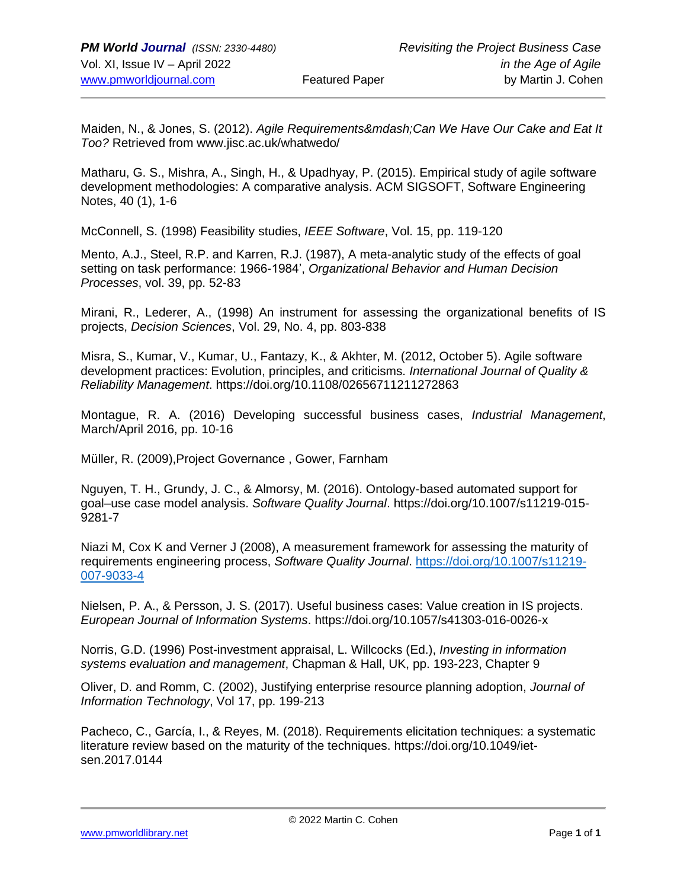Maiden, N., & Jones, S. (2012). *Agile Requirements&mdash;Can We Have Our Cake and Eat It Too?* Retrieved from www.jisc.ac.uk/whatwedo/

Matharu, G. S., Mishra, A., Singh, H., & Upadhyay, P. (2015). Empirical study of agile software development methodologies: A comparative analysis. ACM SIGSOFT, Software Engineering Notes, 40 (1), 1-6

McConnell, S. (1998) Feasibility studies, *IEEE Software*, Vol. 15, pp. 119-120

Mento, A.J., Steel, R.P. and Karren, R.J. (1987), A meta-analytic study of the effects of goal setting on task performance: 1966-1984', *Organizational Behavior and Human Decision Processes*, vol. 39, pp. 52-83

Mirani, R., Lederer, A., (1998) An instrument for assessing the organizational benefits of IS projects, *Decision Sciences*, Vol. 29, No. 4, pp. 803-838

Misra, S., Kumar, V., Kumar, U., Fantazy, K., & Akhter, M. (2012, October 5). Agile software development practices: Evolution, principles, and criticisms. *International Journal of Quality & Reliability Management*. https://doi.org/10.1108/02656711211272863

Montague, R. A. (2016) Developing successful business cases, *Industrial Management*, March/April 2016, pp. 10-16

Müller, R. (2009),Project Governance , Gower, Farnham

Nguyen, T. H., Grundy, J. C., & Almorsy, M. (2016). Ontology-based automated support for goal–use case model analysis. *Software Quality Journal*. https://doi.org/10.1007/s11219-015-9281-7

Niazi M, Cox K and Verner J (2008), A measurement framework for assessing the maturity of requirements engineering process, *Software Quality Journal*. https://doi.org/10.1007/s11219-007-9033-4

Nielsen, P. A., & Persson, J. S. (2017). Useful business cases: Value creation in IS projects. *European Journal of Information Systems*. https://doi.org/10.1057/s41303-016-0026-x

Norris, G.D. (1996) Post-investment appraisal, L. Willcocks (Ed.), *Investing in information systems evaluation and management*, Chapman & Hall, UK, pp. 193-223, Chapter 9

Oliver, D. and Romm, C. (2002), Justifying enterprise resource planning adoption, *Journal of Information Technology*, Vol 17, pp. 199-213

Pacheco, C., García, I., & Reyes, M. (2018). Requirements elicitation techniques: a systematic literature review based on the maturity of the techniques. https://doi.org/10.1049/iet-sen.2017.0144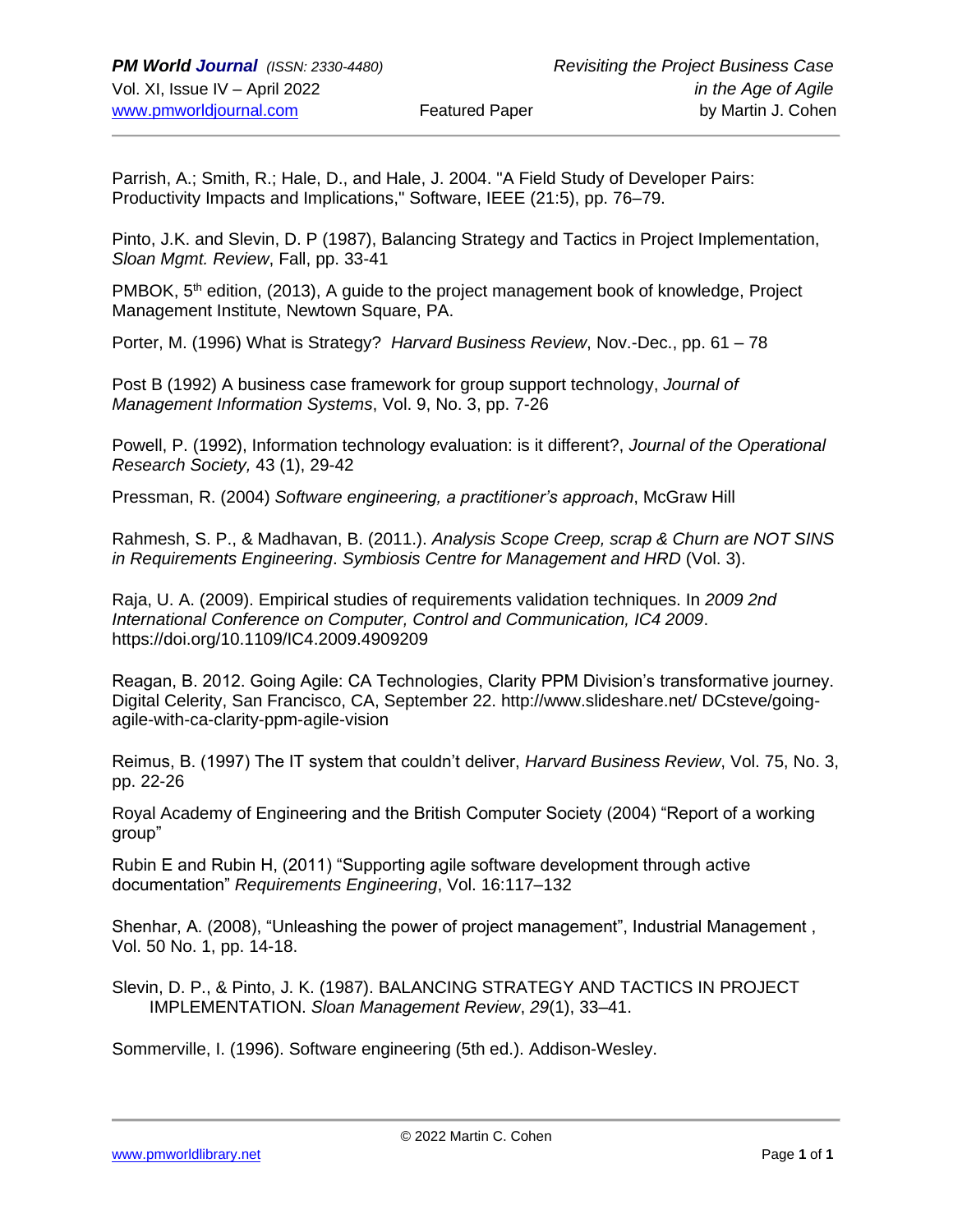Parrish, A.; Smith, R.; Hale, D., and Hale, J. 2004. "A Field Study of Developer Pairs: Productivity Impacts and Implications," Software, IEEE (21:5), pp. 76–79.

Pinto, J.K. and Slevin, D. P (1987), Balancing Strategy and Tactics in Project Implementation, *Sloan Mgmt. Review*, Fall, pp. 33-41

PMBOK, 5th edition, (2013), A guide to the project management book of knowledge, Project Management Institute, Newtown Square, PA.

Porter, M. (1996) What is Strategy? *Harvard Business Review*, Nov.-Dec., pp. 61 – 78

Post B (1992) A business case framework for group support technology, *Journal of Management Information Systems*, Vol. 9, No. 3, pp. 7-26

Powell, P. (1992), Information technology evaluation: is it different?, *Journal of the Operational Research Society,* 43 (1), 29-42

Pressman, R. (2004) *Software engineering, a practitioner's approach*, McGraw Hill

Rahmesh, S. P., & Madhavan, B. (2011.). *Analysis Scope Creep, scrap & Churn are NOT SINS in Requirements Engineering*. *Symbiosis Centre for Management and HRD* (Vol. 3).

Raja, U. A. (2009). Empirical studies of requirements validation techniques. In *2009 2nd International Conference on Computer, Control and Communication, IC4 2009*. https://doi.org/10.1109/IC4.2009.4909209

Reagan, B. 2012. Going Agile: CA Technologies, Clarity PPM Division's transformative journey. Digital Celerity, San Francisco, CA, September 22. http://www.slideshare.net/ DCsteve/going-agile-with-ca-clarity-ppm-agile-vision

Reimus, B. (1997) The IT system that couldn't deliver, *Harvard Business Review*, Vol. 75, No. 3, pp. 22-26

Royal Academy of Engineering and the British Computer Society (2004) "Report of a working group"

Rubin E and Rubin H, (2011) "Supporting agile software development through active documentation" *Requirements Engineering*, Vol. 16:117–132

Shenhar, A. (2008), "Unleashing the power of project management", Industrial Management , Vol. 50 No. 1, pp. 14-18.

Slevin, D. P., & Pinto, J. K. (1987). BALANCING STRATEGY AND TACTICS IN PROJECT IMPLEMENTATION. *Sloan Management Review*, *29*(1), 33–41.

Sommerville, I. (1996). Software engineering (5th ed.). Addison-Wesley.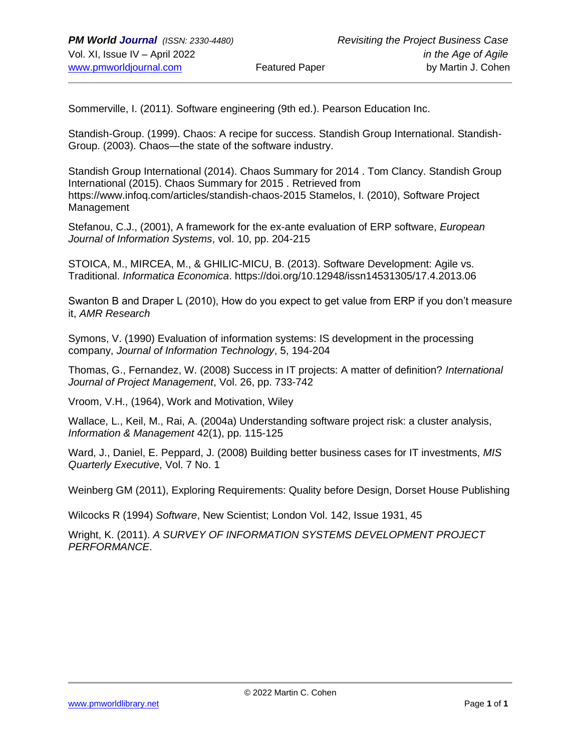Sommerville, I. (2011). Software engineering (9th ed.). Pearson Education Inc.

Standish-Group. (1999). Chaos: A recipe for success. Standish Group International. Standish-Group. (2003). Chaos—the state of the software industry.

Standish Group International (2014). Chaos Summary for 2014 . Tom Clancy. Standish Group International (2015). Chaos Summary for 2015 . Retrieved from https://www.infoq.com/articles/standish-chaos-2015 Stamelos, I. (2010), Software Project Management

Stefanou, C.J., (2001), A framework for the ex-ante evaluation of ERP software, *European Journal of Information Systems*, vol. 10, pp. 204-215

STOICA, M., MIRCEA, M., & GHILIC-MICU, B. (2013). Software Development: Agile vs. Traditional. *Informatica Economica*. https://doi.org/10.12948/issn14531305/17.4.2013.06

Swanton B and Draper L (2010), How do you expect to get value from ERP if you don't measure it, *AMR Research*

Symons, V. (1990) Evaluation of information systems: IS development in the processing company, *Journal of Information Technology*, 5, 194-204

Thomas, G., Fernandez, W. (2008) Success in IT projects: A matter of definition? *International Journal of Project Management*, Vol. 26, pp. 733-742

Vroom, V.H., (1964), Work and Motivation, Wiley

Wallace, L., Keil, M., Rai, A. (2004a) Understanding software project risk: a cluster analysis, *Information & Management* 42(1), pp. 115-125

Ward, J., Daniel, E. Peppard, J. (2008) Building better business cases for IT investments, *MIS Quarterly Executive*, Vol. 7 No. 1

Weinberg GM (2011), Exploring Requirements: Quality before Design, Dorset House Publishing

Wilcocks R (1994) *Software*, New Scientist; London Vol. 142, Issue 1931, 45

Wright, K. (2011). *A SURVEY OF INFORMATION SYSTEMS DEVELOPMENT PROJECT PERFORMANCE*.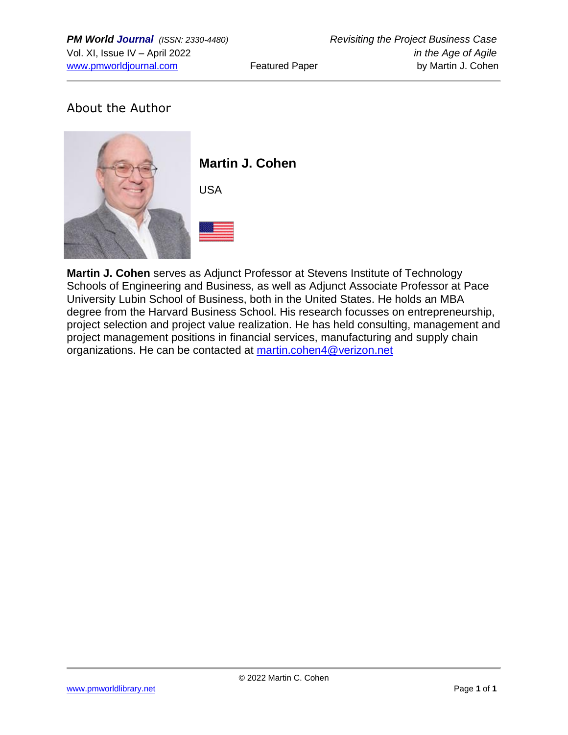## About the Author

**Martin J. Cohen**

USA

**Martin J. Cohen** serves as Adjunct Professor at Stevens Institute of Technology Schools of Engineering and Business, as well as Adjunct Associate Professor at Pace University Lubin School of Business, both in the United States. He holds an MBA degree from the Harvard Business School. His research focusses on entrepreneurship, project selection and project value realization. He has held consulting, management and project management positions in financial services, manufacturing and supply chain organizations. He can be contacted at martin.cohen4@verizon.net